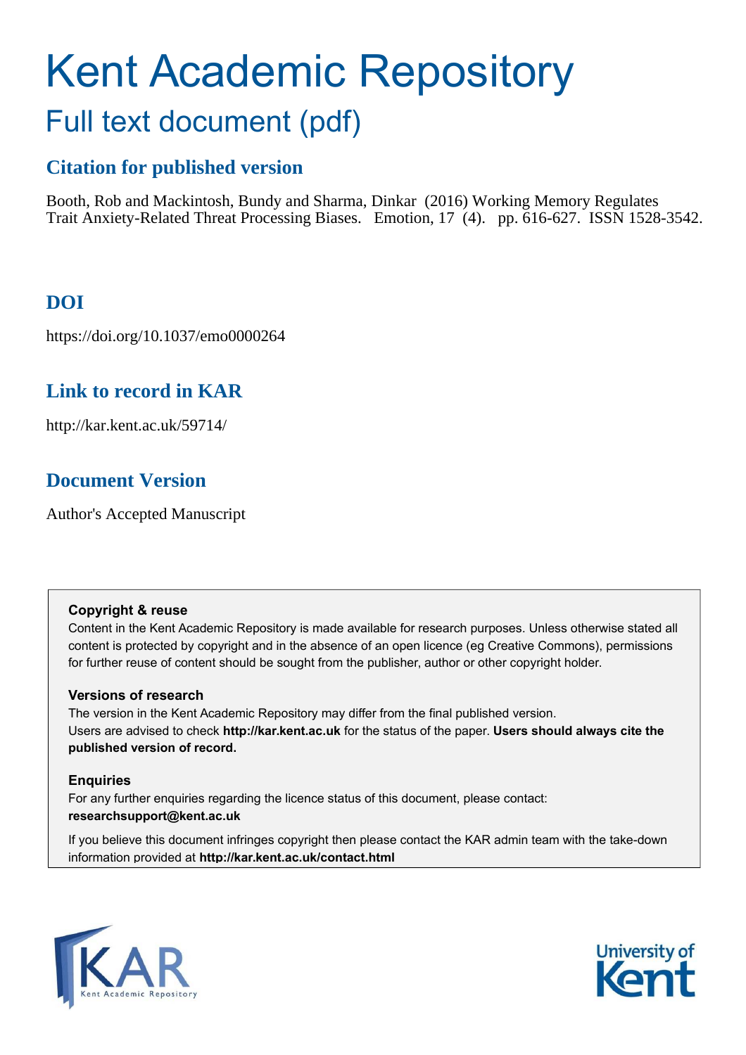# Kent Academic Repository

## Full text document (pdf)

### Citation for published version

Booth, Rob and Mackintosh, Bundy and Sharma, Dinkar (2016) Working Memory Regulates Trait Anxiety-Related Threat Processing Biases. Emotion, 17 (4). pp. 616-627. ISSN 1528-3542.

### DOI

https://doi.org/10.1037/emo0000264

### Link to record in KAR

http://kar.kent.ac.uk/59714/

### Document Version

Author's Accepted Manuscript

**Copyright & reuse**

Content in the Kent Academic Repository is made available for research purposes. Unless otherwise stated all content is protected by copyright and in the absence of an open licence (eg Creative Commons), permissions for further reuse of content should be sought from the publisher, author or other copyright holder.

**Versions of research**

The version in the Kent Academic Repository may differ from the final published version. Users are advised to check **http://kar.kent.ac.uk** for the status of the paper. **Users should always cite the published version of record.**

**Enquiries**

For any further enquiries regarding the licence status of this document, please contact: **researchsupport@kent.ac.uk**

If you believe this document infringes copyright then please contact the KAR admin team with the take-down information provided at **http://kar.kent.ac.uk/contact.html**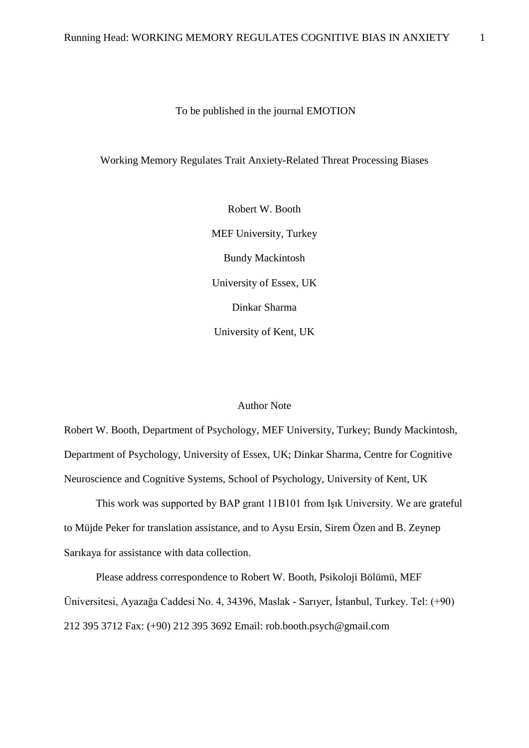To be published in the journal EMOTION

# Working Memory Regulates Trait Anxiety-Related Threat Processing Biases

Robert W. Booth

MEF University, Turkey

Bundy Mackintosh

University of Essex, UK

Dinkar Sharma

University of Kent, UK

## Author Note

Robert W. Booth, Department of Psychology, MEF University, Turkey; Bundy Mackintosh, Department of Psychology, University of Essex, UK; Dinkar Sharma, Centre for Cognitive Neuroscience and Cognitive Systems, School of Psychology, University of Kent, UK

This work was supported by BAP grant 11B101 from Işık University. We are grateful to Müjde Peker for translation assistance, and to Aysu Ersin, Sirem Özen and B. Zeynep Sarıkaya for assistance with data collection.

Please address correspondence to Robert W. Booth, Psikoloji Bölümü, MEF Üniversitesi, Ayazağa Caddesi No. 4, 34396, Maslak - Sarıyer, İstanbul, Turkey. Tel: (+90) 212 395 3712 Fax: (+90) 212 395 3692 Email: rob.booth.psych@gmail.com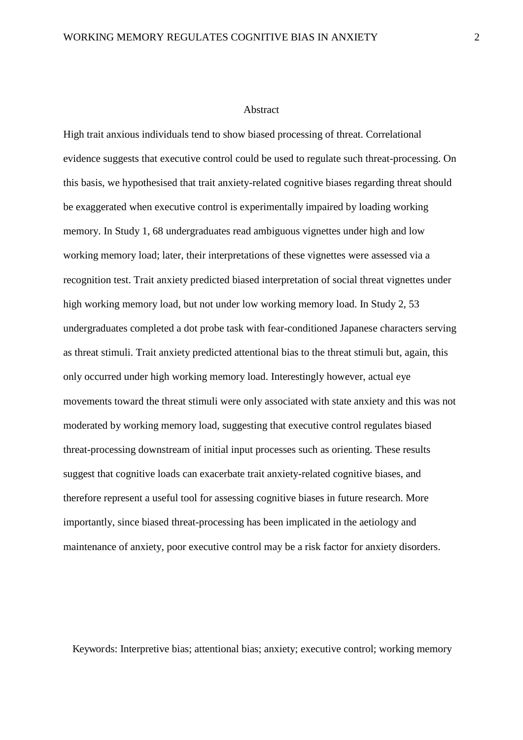## Abstract

High trait anxious individuals tend to show biased processing of threat. Correlational evidence suggests that executive control could be used to regulate such threat-processing. On this basis, we hypothesised that trait anxiety-related cognitive biases regarding threat should be exaggerated when executive control is experimentally impaired by loading working memory. In Study 1, 68 undergraduates read ambiguous vignettes under high and low working memory load; later, their interpretations of these vignettes were assessed via a recognition test. Trait anxiety predicted biased interpretation of social threat vignettes under high working memory load, but not under low working memory load. In Study 2, 53 undergraduates completed a dot probe task with fear-conditioned Japanese characters serving as threat stimuli. Trait anxiety predicted attentional bias to the threat stimuli but, again, this only occurred under high working memory load. Interestingly however, actual eye movements toward the threat stimuli were only associated with state anxiety and this was not moderated by working memory load, suggesting that executive control regulates biased threat-processing downstream of initial input processes such as orienting. These results suggest that cognitive loads can exacerbate trait anxiety-related cognitive biases, and therefore represent a useful tool for assessing cognitive biases in future research. More importantly, since biased threat-processing has been implicated in the aetiology and maintenance of anxiety, poor executive control may be a risk factor for anxiety disorders.

Keywords: Interpretive bias; attentional bias; anxiety; executive control; working memory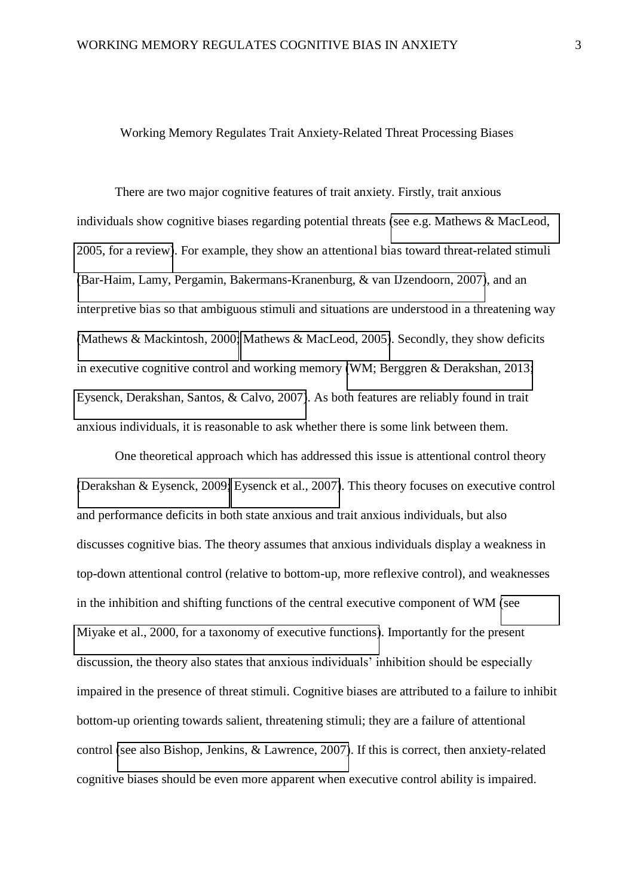# Working Memory Regulates Trait Anxiety-Related Threat Processing Biases

There are two major cognitive features of trait anxiety. Firstly, trait anxious individuals show cognitive biases regarding potential threats (see e.g. Mathews & MacLeod, 2005, for a review). For example, they show an attentional bias toward threat-related stimuli (Bar-Haim, Lamy, Pergamin, Bakermans-Kranenburg, & van IJzendoorn, 2007), and an interpretive bias so that ambiguous stimuli and situations are understood in a threatening way (Mathews & Mackintosh, 2000; Mathews & MacLeod, 2005). Secondly, they show deficits in executive cognitive control and working memory (WM; Berggren & Derakshan, 2013; Eysenck, Derakshan, Santos, & Calvo, 2007). As both features are reliably found in trait anxious individuals, it is reasonable to ask whether there is some link between them.

One theoretical approach which has addressed this issue is attentional control theory (Derakshan & Eysenck, 2009; Eysenck et al., 2007). This theory focuses on executive control and performance deficits in both state anxious and trait anxious individuals, but also discusses cognitive bias. The theory assumes that anxious individuals display a weakness in top-down attentional control (relative to bottom-up, more reflexive control), and weaknesses in the inhibition and shifting functions of the central executive component of WM (see Miyake et al., 2000, for a taxonomy of executive functions). Importantly for the present discussion, the theory also states that anxious individuals' inhibition should be especially impaired in the presence of threat stimuli. Cognitive biases are attributed to a failure to inhibit bottom-up orienting towards salient, threatening stimuli; they are a failure of attentional control (see also Bishop, Jenkins, & Lawrence, 2007). If this is correct, then anxiety-related cognitive biases should be even more apparent when executive control ability is impaired.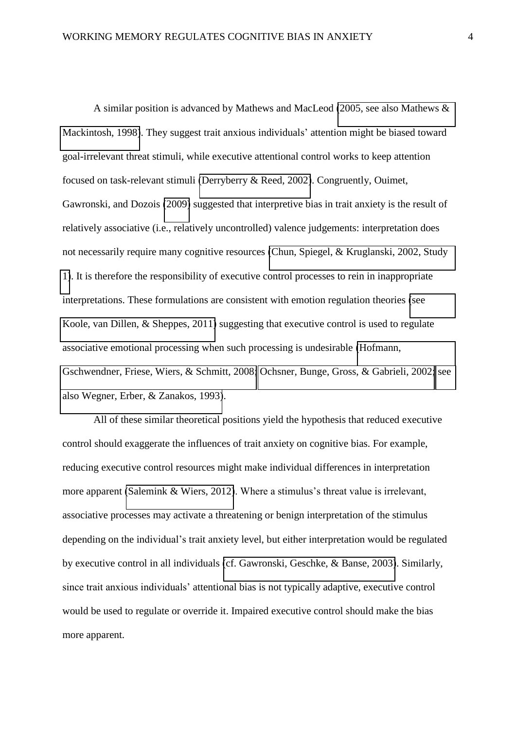A similar position is advanced by Mathews and MacLeod (2005, see also Mathews & Mackintosh, 1998). They suggest trait anxious individuals' attention might be biased toward goal-irrelevant threat stimuli, while executive attentional control works to keep attention focused on task-relevant stimuli (Derryberry & Reed, 2002). Congruently, Ouimet, Gawronski, and Dozois (2009) suggested that interpretive bias in trait anxiety is the result of relatively associative (i.e., relatively uncontrolled) valence judgements: interpretation does not necessarily require many cognitive resources (Chun, Spiegel, & Kruglanski, 2002, Study 1). It is therefore the responsibility of executive control processes to rein in inappropriate interpretations. These formulations are consistent with emotion regulation theories (see Koole, van Dillen, & Sheppes, 2011) suggesting that executive control is used to regulate associative emotional processing when such processing is undesirable (Hofmann, Gschwendner, Friese, Wiers, & Schmitt, 2008; Ochsner, Bunge, Gross, & Gabrieli, 2002; see also Wegner, Erber, & Zanakos, 1993).

All of these similar theoretical positions yield the hypothesis that reduced executive control should exaggerate the influences of trait anxiety on cognitive bias. For example, reducing executive control resources might make individual differences in interpretation more apparent (Salemink & Wiers, 2012). Where a stimulus's threat value is irrelevant, associative processes may activate a threatening or benign interpretation of the stimulus depending on the individual's trait anxiety level, but either interpretation would be regulated by executive control in all individuals (cf. Gawronski, Geschke, & Banse, 2003). Similarly, since trait anxious individuals' attentional bias is not typically adaptive, executive control would be used to regulate or override it. Impaired executive control should make the bias more apparent.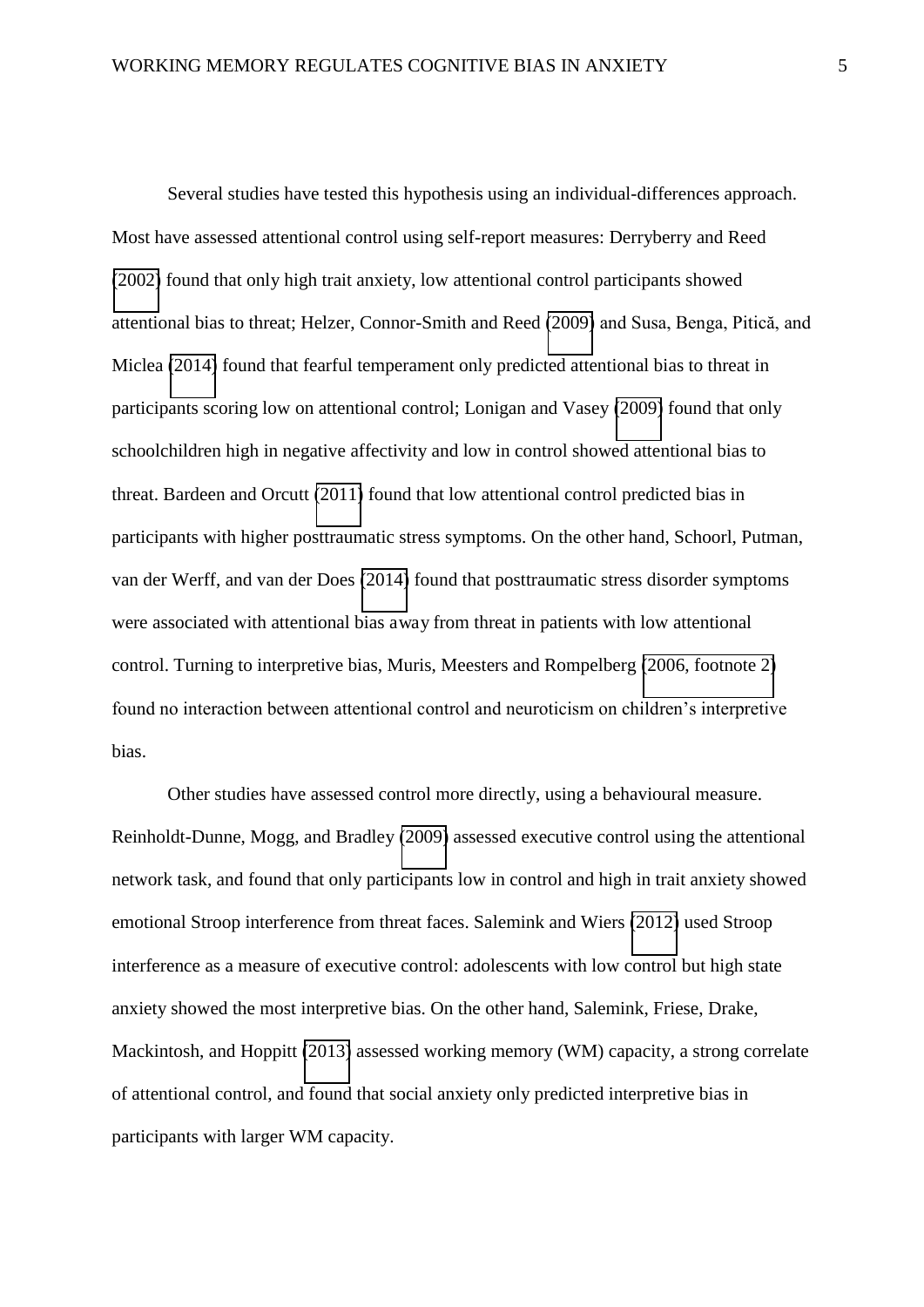Several studies have tested this hypothesis using an individual-differences approach. Most have assessed attentional control using self-report measures: Derryberry and Reed (2002) found that only high trait anxiety, low attentional control participants showed attentional bias to threat; Helzer, Connor-Smith and Reed (2009) and Susa, Benga, Pitică, and Miclea (2014) found that fearful temperament only predicted attentional bias to threat in participants scoring low on attentional control; Lonigan and Vasey (2009) found that only schoolchildren high in negative affectivity and low in control showed attentional bias to threat. Bardeen and Orcutt (2011) found that low attentional control predicted bias in participants with higher posttraumatic stress symptoms. On the other hand, Schoorl, Putman, van der Werff, and van der Does (2014) found that posttraumatic stress disorder symptoms were associated with attentional bias *away* from threat in patients with low attentional control. Turning to interpretive bias, Muris, Meesters and Rompelberg (2006, footnote 2) found no interaction between attentional control and neuroticism on children's interpretive bias.

Other studies have assessed control more directly, using a behavioural measure. Reinholdt-Dunne, Mogg, and Bradley (2009) assessed executive control using the attentional network task, and found that only participants low in control and high in trait anxiety showed emotional Stroop interference from threat faces. Salemink and Wiers (2012) used Stroop interference as a measure of executive control: adolescents with low control but high state anxiety showed the most interpretive bias. On the other hand, Salemink, Friese, Drake, Mackintosh, and Hoppitt (2013) assessed working memory (WM) capacity, a strong correlate of attentional control, and found that social anxiety only predicted interpretive bias in participants with larger WM capacity.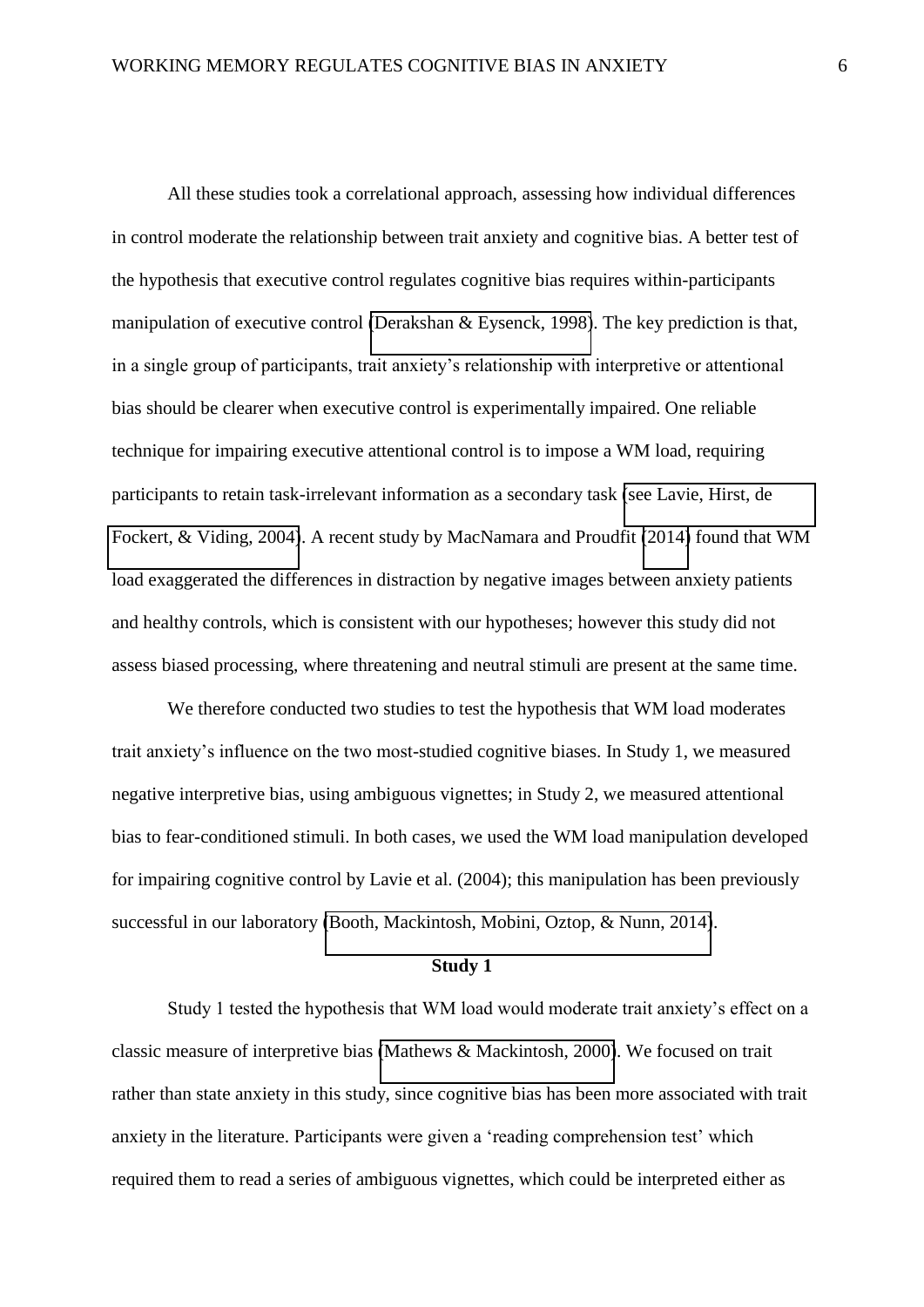All these studies took a correlational approach, assessing how individual differences in control moderate the relationship between trait anxiety and cognitive bias. A better test of the hypothesis that executive control regulates cognitive bias requires within-participants manipulation of executive control (Derakshan & Eysenck, 1998). The key prediction is that, in a single group of participants, trait anxiety's relationship with interpretive or attentional bias should be clearer when executive control is experimentally impaired. One reliable technique for impairing executive attentional control is to impose a WM load, requiring participants to retain task-irrelevant information as a secondary task (see Lavie, Hirst, de Fockert, & Viding, 2004). A recent study by MacNamara and Proudfit (2014) found that WM load exaggerated the differences in distraction by negative images between anxiety patients and healthy controls, which is consistent with our hypotheses; however this study did not assess biased processing, where threatening and neutral stimuli are present at the same time.

We therefore conducted two studies to test the hypothesis that WM load moderates trait anxiety's influence on the two most-studied cognitive biases. In Study 1, we measured negative interpretive bias, using ambiguous vignettes; in Study 2, we measured attentional bias to fear-conditioned stimuli. In both cases, we used the WM load manipulation developed for impairing cognitive control by Lavie et al. (2004); this manipulation has been previously successful in our laboratory (Booth, Mackintosh, Mobini, Oztop, & Nunn, 2014).

## Study 1

Study 1 tested the hypothesis that WM load would moderate trait anxiety's effect on a classic measure of interpretive bias (Mathews & Mackintosh, 2000). We focused on trait rather than state anxiety in this study, since cognitive bias has been more associated with trait anxiety in the literature. Participants were given a 'reading comprehension test' which required them to read a series of ambiguous vignettes, which could be interpreted either as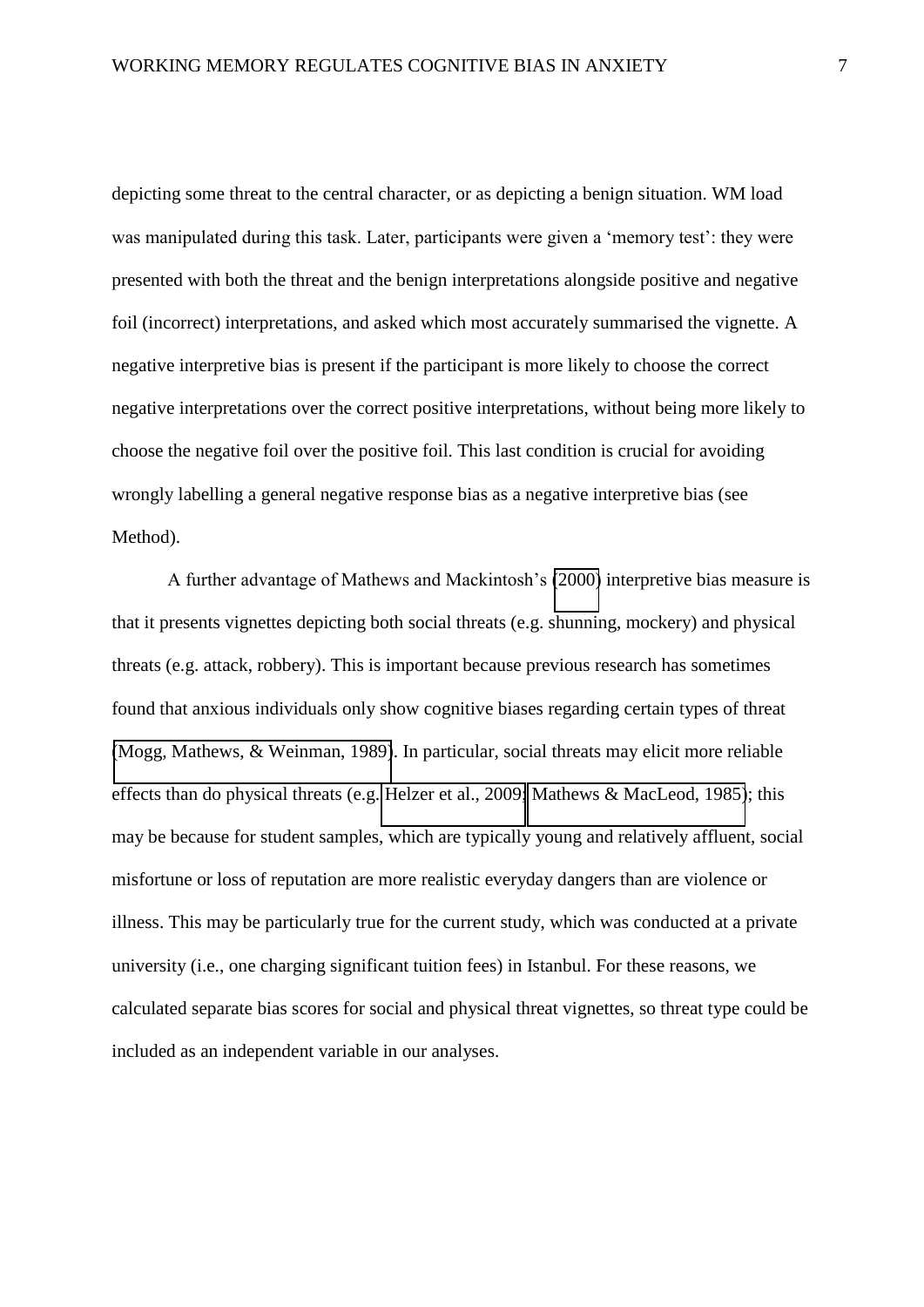depicting some threat to the central character, or as depicting a benign situation. WM load was manipulated during this task. Later, participants were given a 'memory test': they were presented with both the threat and the benign interpretations alongside positive and negative foil (incorrect) interpretations, and asked which most accurately summarised the vignette. A negative interpretive bias is present if the participant is more likely to choose the correct negative interpretations over the correct positive interpretations, without being more likely to choose the negative foil over the positive foil. This last condition is crucial for avoiding wrongly labelling a general negative response bias as a negative interpretive bias (see Method).

A further advantage of Mathews and Mackintosh's (2000) interpretive bias measure is that it presents vignettes depicting both social threats (e.g. shunning, mockery) and physical threats (e.g. attack, robbery). This is important because previous research has sometimes found that anxious individuals only show cognitive biases regarding certain types of threat (Mogg, Mathews, & Weinman, 1989). In particular, social threats may elicit more reliable effects than do physical threats (e.g. Helzer et al., 2009; Mathews & MacLeod, 1985); this may be because for student samples, which are typically young and relatively affluent, social misfortune or loss of reputation are more realistic everyday dangers than are violence or illness. This may be particularly true for the current study, which was conducted at a private university (i.e., one charging significant tuition fees) in Istanbul. For these reasons, we calculated separate bias scores for social and physical threat vignettes, so threat type could be included as an independent variable in our analyses.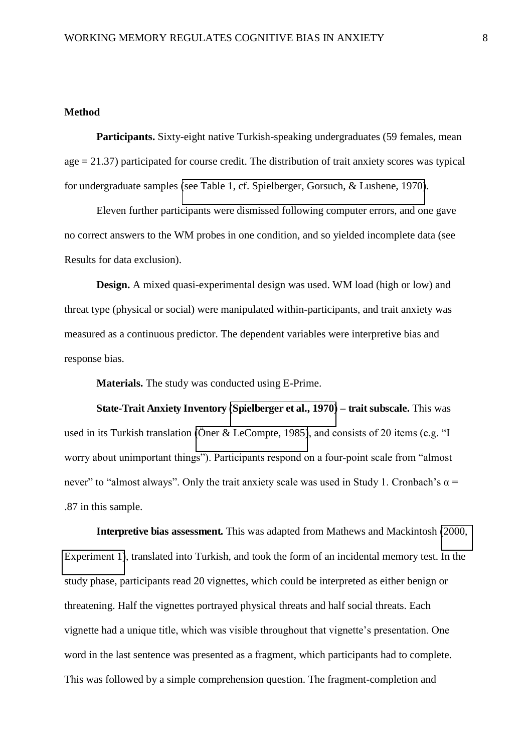**Method**

**Participants.** Sixty-eight native Turkish-speaking undergraduates (59 females, mean age = 21.37) participated for course credit. The distribution of trait anxiety scores was typical for undergraduate samples (see Table 1, cf. Spielberger, Gorsuch, & Lushene, 1970).

Eleven further participants were dismissed following computer errors, and one gave no correct answers to the WM probes in one condition, and so yielded incomplete data (see Results for data exclusion).

**Design.** A mixed quasi-experimental design was used. WM load (high or low) and threat type (physical or social) were manipulated within-participants, and trait anxiety was measured as a continuous predictor. The dependent variables were interpretive bias and response bias.

**Materials.** The study was conducted using E-Prime.

**State-Trait Anxiety Inventory (Spielberger et al., 1970) – trait subscale.** This was used in its Turkish translation (Öner & LeCompte, 1985), and consists of 20 items (e.g. "I worry about unimportant things"). Participants respond on a four-point scale from "almost never" to "almost always". Only the trait anxiety scale was used in Study 1. Cronbach's $\alpha$ = .87 in this sample.

**Interpretive bias assessment.** This was adapted from Mathews and Mackintosh (2000, Experiment 1), translated into Turkish, and took the form of an incidental memory test. In the study phase, participants read 20 vignettes, which could be interpreted as either benign or threatening. Half the vignettes portrayed physical threats and half social threats. Each vignette had a unique title, which was visible throughout that vignette's presentation. One word in the last sentence was presented as a fragment, which participants had to complete. This was followed by a simple comprehension question. The fragment-completion and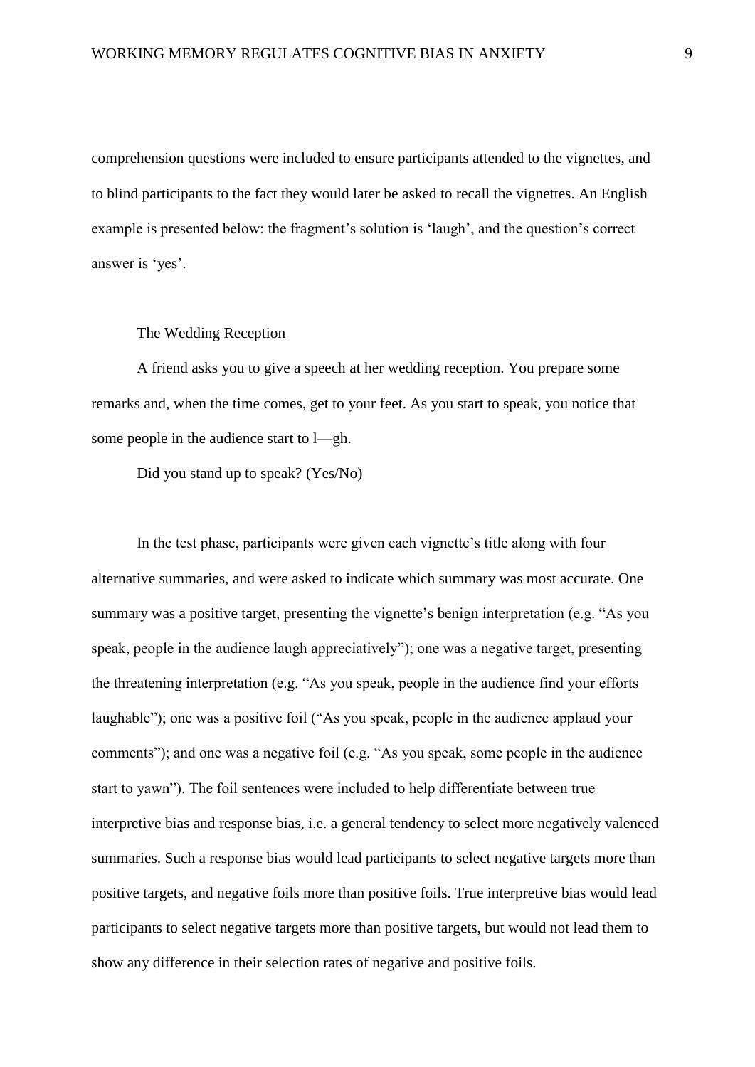comprehension questions were included to ensure participants attended to the vignettes, and to blind participants to the fact they would later be asked to recall the vignettes. An English example is presented below: the fragment's solution is 'laugh', and the question's correct answer is 'yes'.

The Wedding Reception

A friend asks you to give a speech at her wedding reception. You prepare some remarks and, when the time comes, get to your feet. As you start to speak, you notice that some people in the audience start to l—gh.

Did you stand up to speak? (Yes/No)

In the test phase, participants were given each vignette's title along with four alternative summaries, and were asked to indicate which summary was most accurate. One summary was a positive target, presenting the vignette's benign interpretation (e.g. "As you speak, people in the audience laugh appreciatively"); one was a negative target, presenting the threatening interpretation (e.g. "As you speak, people in the audience find your efforts laughable"); one was a positive foil ("As you speak, people in the audience applaud your comments"); and one was a negative foil (e.g. "As you speak, some people in the audience start to yawn"). The foil sentences were included to help differentiate between true interpretive bias and response bias, i.e. a general tendency to select more negatively valenced summaries. Such a response bias would lead participants to select negative targets more than positive targets, and negative foils more than positive foils. True interpretive bias would lead participants to select negative targets more than positive targets, but would not lead them to show any difference in their selection rates of negative and positive foils.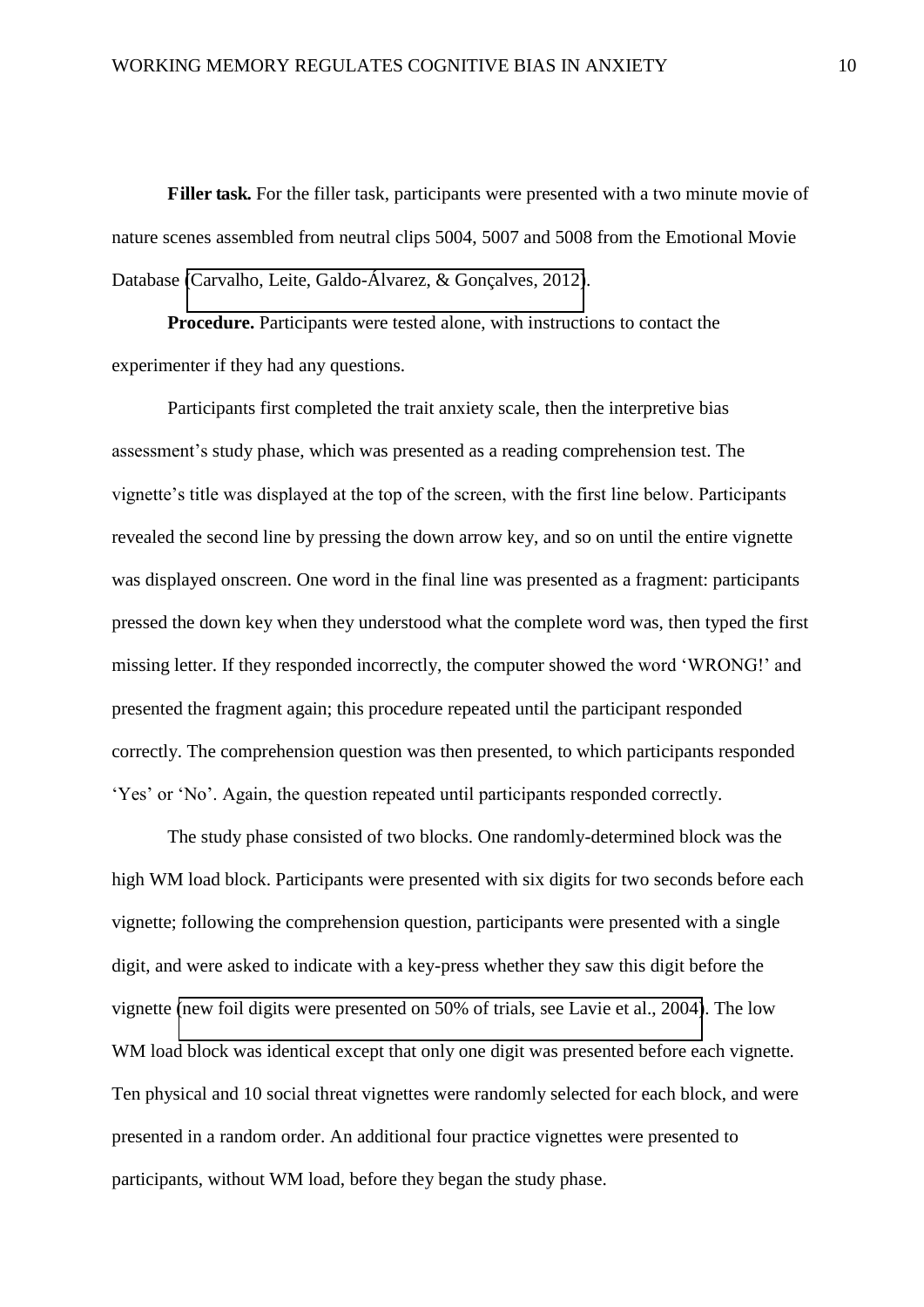**Filler task.** For the filler task, participants were presented with a two minute movie of nature scenes assembled from neutral clips 5004, 5007 and 5008 from the Emotional Movie Database (Carvalho, Leite, Galdo-Álvarez, & Gonçalves, 2012).

**Procedure.** Participants were tested alone, with instructions to contact the experimenter if they had any questions.

Participants first completed the trait anxiety scale, then the interpretive bias assessment's study phase, which was presented as a reading comprehension test. The vignette's title was displayed at the top of the screen, with the first line below. Participants revealed the second line by pressing the down arrow key, and so on until the entire vignette was displayed onscreen. One word in the final line was presented as a fragment: participants pressed the down key when they understood what the complete word was, then typed the first missing letter. If they responded incorrectly, the computer showed the word 'WRONG!' and presented the fragment again; this procedure repeated until the participant responded correctly. The comprehension question was then presented, to which participants responded 'Yes' or 'No'. Again, the question repeated until participants responded correctly.

The study phase consisted of two blocks. One randomly-determined block was the high WM load block. Participants were presented with six digits for two seconds before each vignette; following the comprehension question, participants were presented with a single digit, and were asked to indicate with a key-press whether they saw this digit before the vignette (new foil digits were presented on 50% of trials, see Lavie et al., 2004). The low WM load block was identical except that only one digit was presented before each vignette. Ten physical and 10 social threat vignettes were randomly selected for each block, and were presented in a random order. An additional four practice vignettes were presented to participants, without WM load, before they began the study phase.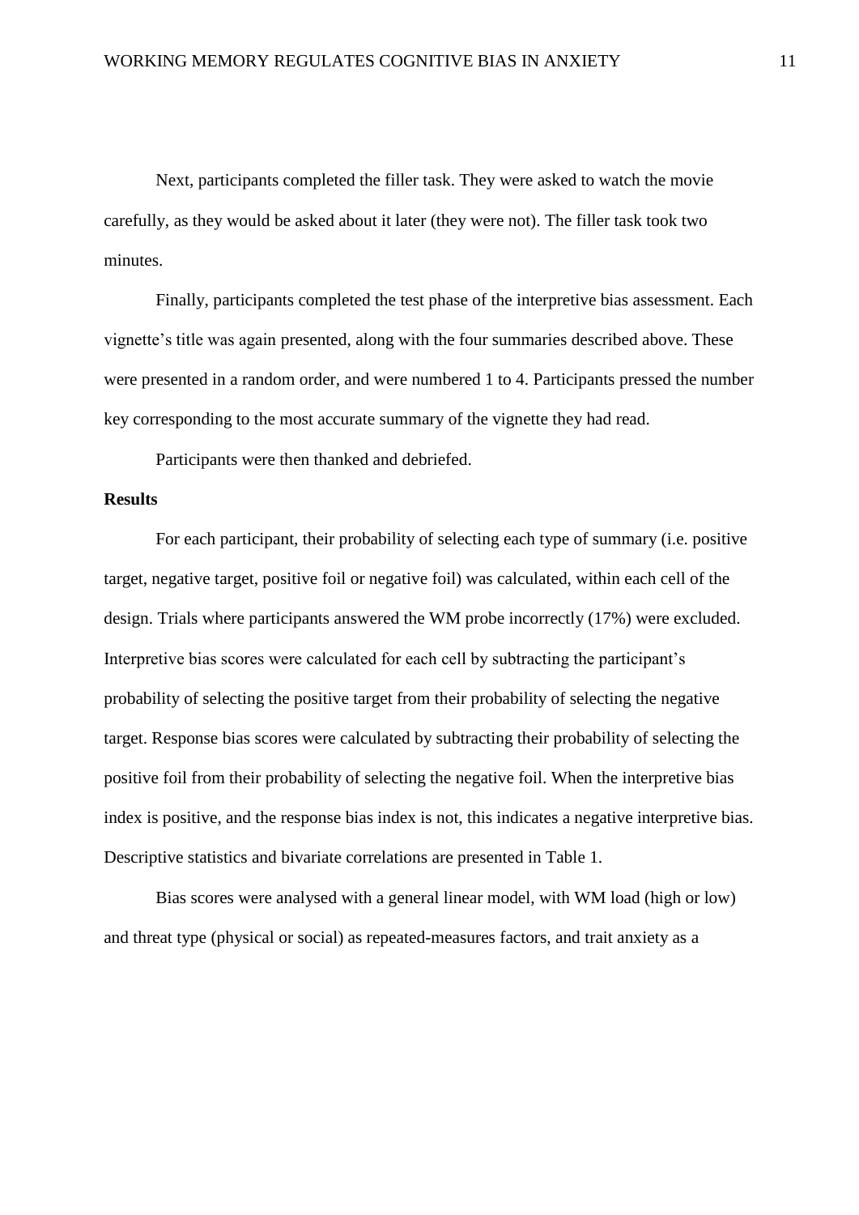Next, participants completed the filler task. They were asked to watch the movie carefully, as they would be asked about it later (they were not). The filler task took two minutes.

Finally, participants completed the test phase of the interpretive bias assessment. Each vignette's title was again presented, along with the four summaries described above. These were presented in a random order, and were numbered 1 to 4. Participants pressed the number key corresponding to the most accurate summary of the vignette they had read.

Participants were then thanked and debriefed.

**Results**

For each participant, their probability of selecting each type of summary (i.e. positive target, negative target, positive foil or negative foil) was calculated, within each cell of the design. Trials where participants answered the WM probe incorrectly (17%) were excluded. Interpretive bias scores were calculated for each cell by subtracting the participant's probability of selecting the positive target from their probability of selecting the negative target. Response bias scores were calculated by subtracting their probability of selecting the positive foil from their probability of selecting the negative foil. When the interpretive bias index is positive, and the response bias index is not, this indicates a negative interpretive bias. Descriptive statistics and bivariate correlations are presented in Table 1.

Bias scores were analysed with a general linear model, with WM load (high or low) and threat type (physical or social) as repeated-measures factors, and trait anxiety as a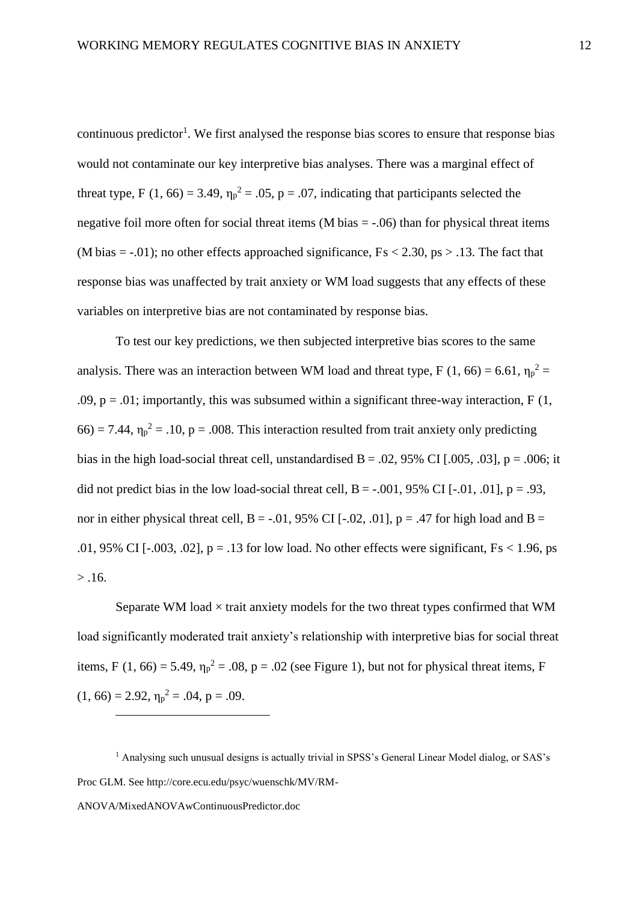continuous predictor[1]. We first analysed the response bias scores to ensure that response bias would not contaminate our key interpretive bias analyses. There was a marginal effect of threat type, $F(1, 66) = 3.49$, $\eta_p^2 = .05$, $p = .07$, indicating that participants selected the negative foil more often for social threat items (M bias = -.06) than for physical threat items (M bias = -.01); no other effects approached significance, $Fs < 2.30$, $ps > .13$. The fact that response bias was unaffected by trait anxiety or WM load suggests that any effects of these variables on interpretive bias are not contaminated by response bias.

To test our key predictions, we then subjected interpretive bias scores to the same analysis. There was an interaction between WM load and threat type, $F(1, 66) = 6.61$, $\eta_p^2 = .09$, $p = .01$; importantly, this was subsumed within a significant three-way interaction, $F(1, 66) = 7.44$, $\eta_p^2 = .10$, $p = .008$. This interaction resulted from trait anxiety only predicting bias in the high load-social threat cell, unstandardised $B = .02$, 95% CI [.005, .03], $p = .006$; it did not predict bias in the low load-social threat cell, $B = -.001$, 95% CI [-.01, .01], $p = .93$, nor in either physical threat cell, $B = -.01$, 95% CI [-.02, .01], $p = .47$ for high load and $B = .01$, 95% CI [-.003, .02], $p = .13$ for low load. No other effects were significant, $Fs < 1.96$, $ps > .16$.

Separate WM load × trait anxiety models for the two threat types confirmed that WM load significantly moderated trait anxiety's relationship with interpretive bias for social threat items, $F(1, 66) = 5.49$, $\eta_p^2 = .08$, $p = .02$ (see Figure 1), but not for physical threat items, $F(1, 66) = 2.92$, $\eta_p^2 = .04$, $p = .09$.

---

[1] Analysing such unusual designs is actually trivial in SPSS's General Linear Model dialog, or SAS's Proc GLM. See http://core.ecu.edu/psyc/wuenschk/MV/RM-ANOVA/MixedANOVAwContinuousPredictor.doc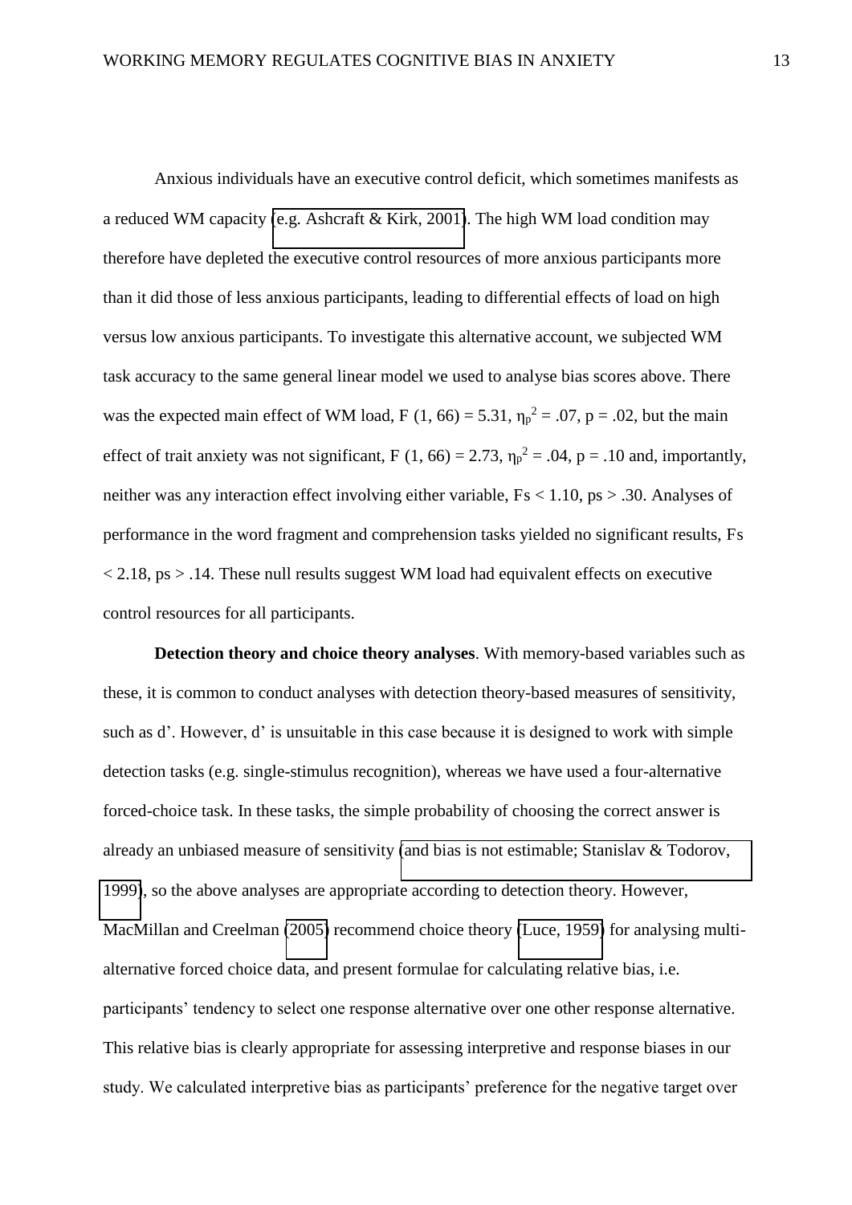Anxious individuals have an executive control deficit, which sometimes manifests as a reduced WM capacity (e.g. Ashcraft & Kirk, 2001). The high WM load condition may therefore have depleted the executive control resources of more anxious participants more than it did those of less anxious participants, leading to differential effects of load on high versus low anxious participants. To investigate this alternative account, we subjected WM task accuracy to the same general linear model we used to analyse bias scores above. There was the expected main effect of WM load, $F(1, 66) = 5.31$, $\eta_p^2 = .07$, $p = .02$, but the main effect of trait anxiety was not significant, $F(1, 66) = 2.73$, $\eta_p^2 = .04$, $p = .10$ and, importantly, neither was any interaction effect involving either variable, $Fs < 1.10$, $ps > .30$. Analyses of performance in the word fragment and comprehension tasks yielded no significant results, $Fs < 2.18$, $ps > .14$. These null results suggest WM load had equivalent effects on executive control resources for all participants.

**Detection theory and choice theory analyses**. With memory-based variables such as these, it is common to conduct analyses with detection theory-based measures of sensitivity, such as d'. However, d' is unsuitable in this case because it is designed to work with simple detection tasks (e.g. single-stimulus recognition), whereas we have used a four-alternative forced-choice task. In these tasks, the simple probability of choosing the correct answer is already an unbiased measure of sensitivity (and bias is not estimable; Stanislav & Todorov, 1999), so the above analyses are appropriate according to detection theory. However, MacMillan and Creelman (2005) recommend choice theory (Luce, 1959) for analysing multi-alternative forced choice data, and present formulae for calculating relative bias, i.e. participants' tendency to select one response alternative over one other response alternative. This relative bias is clearly appropriate for assessing interpretive and response biases in our study. We calculated interpretive bias as participants' preference for the negative target over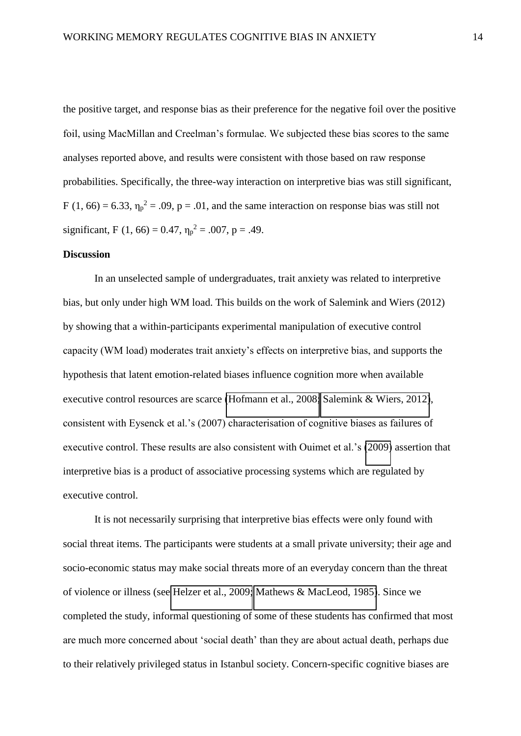the positive target, and response bias as their preference for the negative foil over the positive foil, using MacMillan and Creelman's formulae. We subjected these bias scores to the same analyses reported above, and results were consistent with those based on raw response probabilities. Specifically, the three-way interaction on interpretive bias was still significant, $F(1, 66) = 6.33$, $\eta_p^2 = .09$, $p = .01$, and the same interaction on response bias was still not significant, $F(1, 66) = 0.47$, $\eta_p^2 = .007$, $p = .49$.

## Discussion

In an unselected sample of undergraduates, trait anxiety was related to interpretive bias, but only under high WM load. This builds on the work of Salemink and Wiers (2012) by showing that a within-participants experimental manipulation of executive control capacity (WM load) moderates trait anxiety's effects on interpretive bias, and supports the hypothesis that latent emotion-related biases influence cognition more when available executive control resources are scarce (Hofmann et al., 2008; Salemink & Wiers, 2012), consistent with Eysenck et al.'s (2007) characterisation of cognitive biases as failures of executive control. These results are also consistent with Ouimet et al.'s (2009) assertion that interpretive bias is a product of associative processing systems which are regulated by executive control.

It is not necessarily surprising that interpretive bias effects were only found with social threat items. The participants were students at a small private university; their age and socio-economic status may make social threats more of an everyday concern than the threat of violence or illness (see Helzer et al., 2009; Mathews & MacLeod, 1985). Since we completed the study, informal questioning of some of these students has confirmed that most are much more concerned about 'social death' than they are about actual death, perhaps due to their relatively privileged status in Istanbul society. Concern-specific cognitive biases are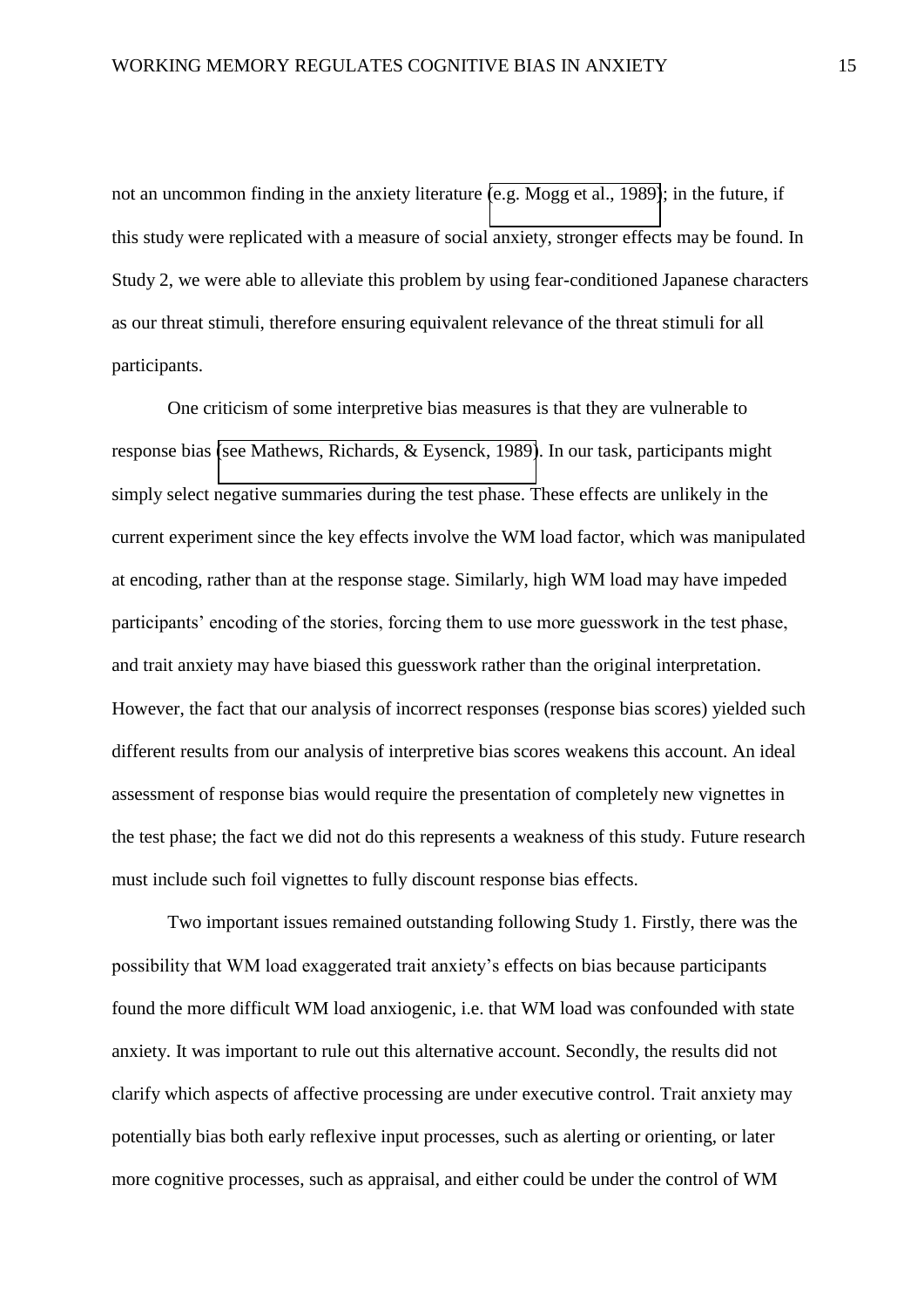not an uncommon finding in the anxiety literature (e.g. Mogg et al., 1989); in the future, if this study were replicated with a measure of social anxiety, stronger effects may be found. In Study 2, we were able to alleviate this problem by using fear-conditioned Japanese characters as our threat stimuli, therefore ensuring equivalent relevance of the threat stimuli for all participants.

One criticism of some interpretive bias measures is that they are vulnerable to response bias (see Mathews, Richards, & Eysenck, 1989). In our task, participants might simply select negative summaries during the test phase. These effects are unlikely in the current experiment since the key effects involve the WM load factor, which was manipulated at encoding, rather than at the response stage. Similarly, high WM load may have impeded participants' encoding of the stories, forcing them to use more guesswork in the test phase, and trait anxiety may have biased this guesswork rather than the original interpretation. However, the fact that our analysis of incorrect responses (response bias scores) yielded such different results from our analysis of interpretive bias scores weakens this account. An ideal assessment of response bias would require the presentation of completely new vignettes in the test phase; the fact we did not do this represents a weakness of this study. Future research must include such foil vignettes to fully discount response bias effects.

Two important issues remained outstanding following Study 1. Firstly, there was the possibility that WM load exaggerated trait anxiety's effects on bias because participants found the more difficult WM load anxiogenic, i.e. that WM load was confounded with state anxiety. It was important to rule out this alternative account. Secondly, the results did not clarify which aspects of affective processing are under executive control. Trait anxiety may potentially bias both early reflexive input processes, such as alerting or orienting, or later more cognitive processes, such as appraisal, and either could be under the control of WM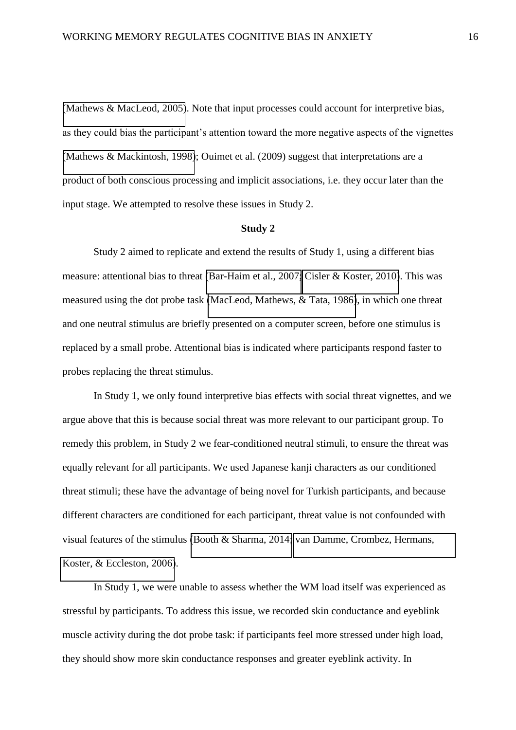(Mathews & MacLeod, 2005). Note that input processes could account for interpretive bias, as they could bias the participant's attention toward the more negative aspects of the vignettes (Mathews & Mackintosh, 1998); Ouimet et al. (2009) suggest that interpretations are a product of both conscious processing and implicit associations, i.e. they occur later than the input stage. We attempted to resolve these issues in Study 2.

## Study 2

Study 2 aimed to replicate and extend the results of Study 1, using a different bias measure: attentional bias to threat (Bar-Haim et al., 2007; Cisler & Koster, 2010). This was measured using the dot probe task (MacLeod, Mathews, & Tata, 1986), in which one threat and one neutral stimulus are briefly presented on a computer screen, before one stimulus is replaced by a small probe. Attentional bias is indicated where participants respond faster to probes replacing the threat stimulus.

In Study 1, we only found interpretive bias effects with social threat vignettes, and we argue above that this is because social threat was more relevant to our participant group. To remedy this problem, in Study 2 we fear-conditioned neutral stimuli, to ensure the threat was equally relevant for all participants. We used Japanese kanji characters as our conditioned threat stimuli; these have the advantage of being novel for Turkish participants, and because different characters are conditioned for each participant, threat value is not confounded with visual features of the stimulus (Booth & Sharma, 2014; van Damme, Crombez, Hermans, Koster, & Eccleston, 2006).

In Study 1, we were unable to assess whether the WM load itself was experienced as stressful by participants. To address this issue, we recorded skin conductance and eyeblink muscle activity during the dot probe task: if participants feel more stressed under high load, they should show more skin conductance responses and greater eyeblink activity. In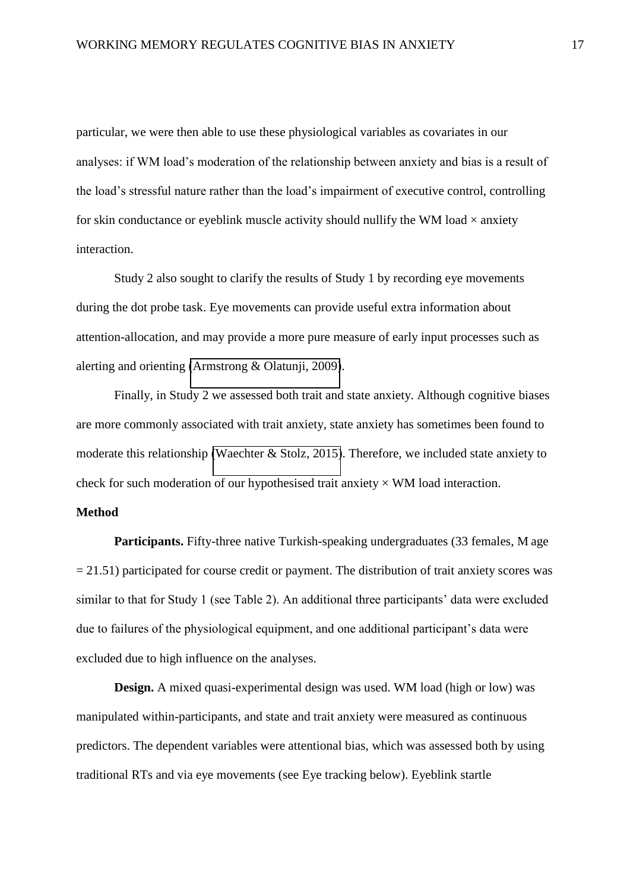particular, we were then able to use these physiological variables as covariates in our analyses: if WM load's moderation of the relationship between anxiety and bias is a result of the load's stressful nature rather than the load's impairment of executive control, controlling for skin conductance or eyeblink muscle activity should nullify the WM load × anxiety interaction.

Study 2 also sought to clarify the results of Study 1 by recording eye movements during the dot probe task. Eye movements can provide useful extra information about attention-allocation, and may provide a more pure measure of early input processes such as alerting and orienting (Armstrong & Olatunji, 2009).

Finally, in Study 2 we assessed both trait and state anxiety. Although cognitive biases are more commonly associated with trait anxiety, state anxiety has sometimes been found to moderate this relationship (Waechter & Stolz, 2015). Therefore, we included state anxiety to check for such moderation of our hypothesised trait anxiety × WM load interaction.

**Method**

**Participants.** Fifty-three native Turkish-speaking undergraduates (33 females, M age = 21.51) participated for course credit or payment. The distribution of trait anxiety scores was similar to that for Study 1 (see Table 2). An additional three participants' data were excluded due to failures of the physiological equipment, and one additional participant's data were excluded due to high influence on the analyses.

**Design.** A mixed quasi-experimental design was used. WM load (high or low) was manipulated within-participants, and state and trait anxiety were measured as continuous predictors. The dependent variables were attentional bias, which was assessed both by using traditional RTs and via eye movements (see Eye tracking below). Eyeblink startle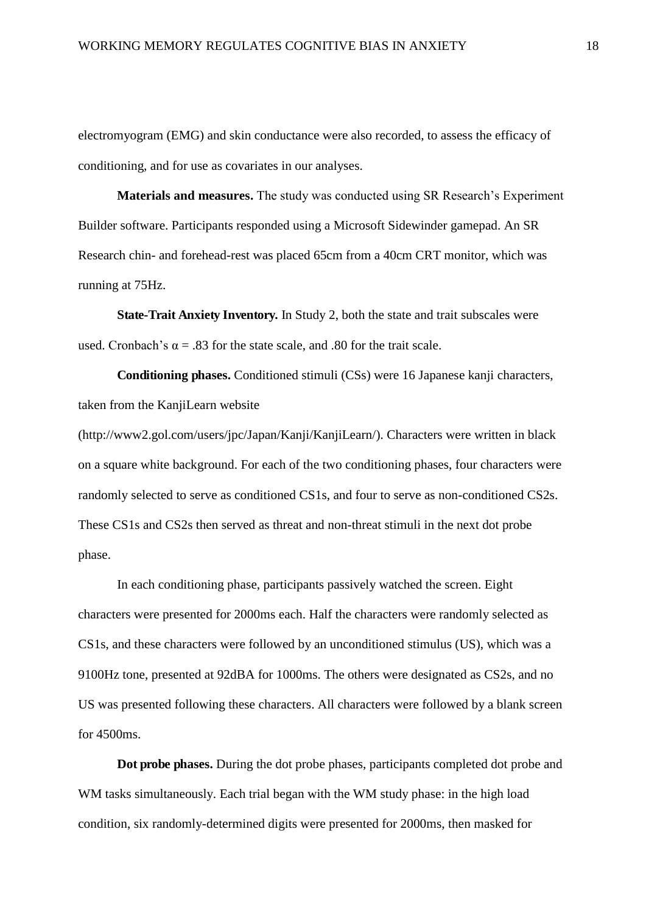electromyogram (EMG) and skin conductance were also recorded, to assess the efficacy of conditioning, and for use as covariates in our analyses.

**Materials and measures.** The study was conducted using SR Research's Experiment Builder software. Participants responded using a Microsoft Sidewinder gamepad. An SR Research chin- and forehead-rest was placed 65cm from a 40cm CRT monitor, which was running at 75Hz.

**State-Trait Anxiety Inventory.** In Study 2, both the state and trait subscales were used. Cronbach's $\alpha = .83$ for the state scale, and .80 for the trait scale.

**Conditioning phases.** Conditioned stimuli (CSs) were 16 Japanese kanji characters, taken from the KanjiLearn website (http://www2.gol.com/users/jpc/Japan/Kanji/KanjiLearn/). Characters were written in black on a square white background. For each of the two conditioning phases, four characters were randomly selected to serve as conditioned CS1s, and four to serve as non-conditioned CS2s. These CS1s and CS2s then served as threat and non-threat stimuli in the next dot probe phase.

In each conditioning phase, participants passively watched the screen. Eight characters were presented for 2000ms each. Half the characters were randomly selected as CS1s, and these characters were followed by an unconditioned stimulus (US), which was a 9100Hz tone, presented at 92dBA for 1000ms. The others were designated as CS2s, and no US was presented following these characters. All characters were followed by a blank screen for 4500ms.

**Dot probe phases.** During the dot probe phases, participants completed dot probe and WM tasks simultaneously. Each trial began with the WM study phase: in the high load condition, six randomly-determined digits were presented for 2000ms, then masked for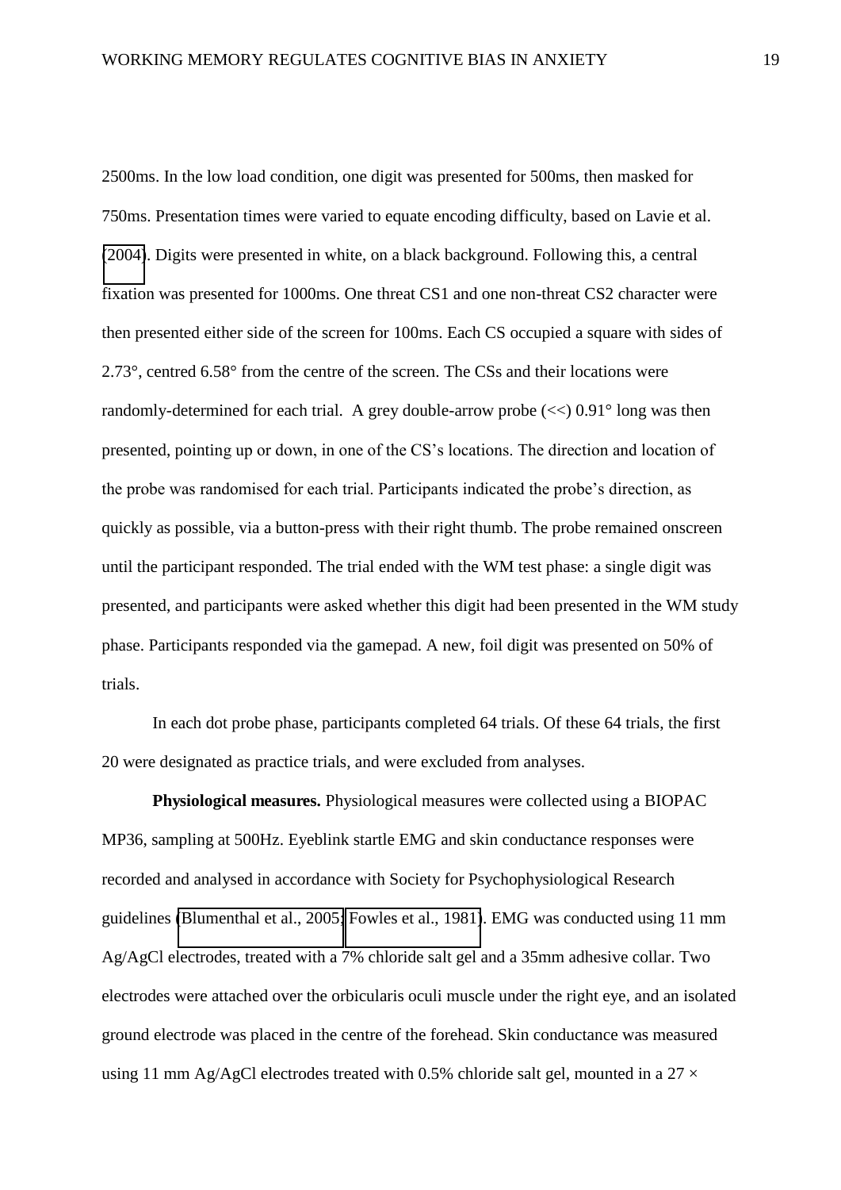2500ms. In the low load condition, one digit was presented for 500ms, then masked for 750ms. Presentation times were varied to equate encoding difficulty, based on Lavie et al. (2004). Digits were presented in white, on a black background. Following this, a central fixation was presented for 1000ms. One threat CS1 and one non-threat CS2 character were then presented either side of the screen for 100ms. Each CS occupied a square with sides of 2.73°, centred 6.58° from the centre of the screen. The CSs and their locations were randomly-determined for each trial. A grey double-arrow probe (<<) 0.91° long was then presented, pointing up or down, in one of the CS's locations. The direction and location of the probe was randomised for each trial. Participants indicated the probe's direction, as quickly as possible, via a button-press with their right thumb. The probe remained onscreen until the participant responded. The trial ended with the WM test phase: a single digit was presented, and participants were asked whether this digit had been presented in the WM study phase. Participants responded via the gamepad. A new, foil digit was presented on 50% of trials.

In each dot probe phase, participants completed 64 trials. Of these 64 trials, the first 20 were designated as practice trials, and were excluded from analyses.

**Physiological measures.** Physiological measures were collected using a BIOPAC MP36, sampling at 500Hz. Eyeblink startle EMG and skin conductance responses were recorded and analysed in accordance with Society for Psychophysiological Research guidelines (Blumenthal et al., 2005; Fowles et al., 1981). EMG was conducted using 11 mm Ag/AgCl electrodes, treated with a 7% chloride salt gel and a 35mm adhesive collar. Two electrodes were attached over the orbicularis oculi muscle under the right eye, and an isolated ground electrode was placed in the centre of the forehead. Skin conductance was measured using 11 mm Ag/AgCl electrodes treated with 0.5% chloride salt gel, mounted in a 27 ×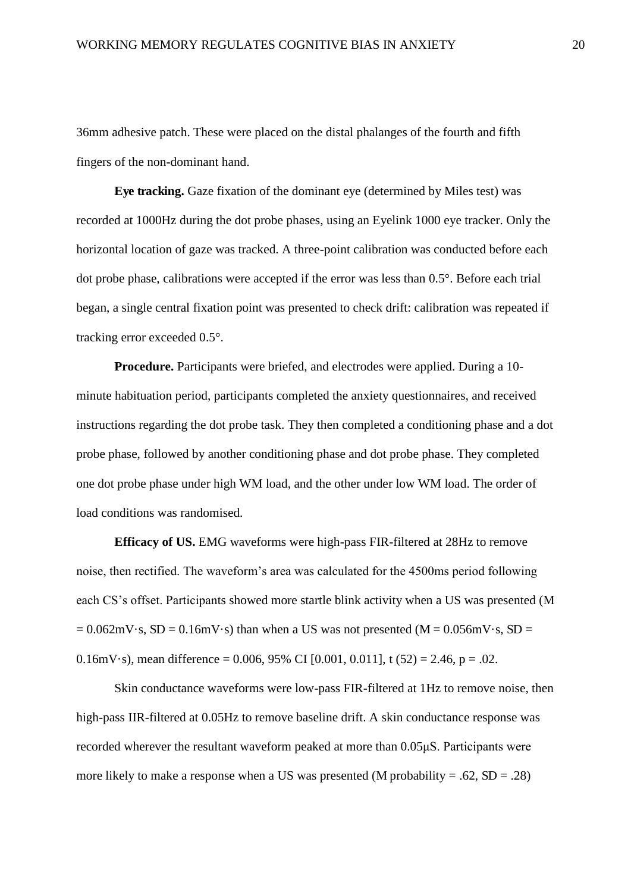36mm adhesive patch. These were placed on the distal phalanges of the fourth and fifth fingers of the non-dominant hand.

**Eye tracking.** Gaze fixation of the dominant eye (determined by Miles test) was recorded at 1000Hz during the dot probe phases, using an Eyelink 1000 eye tracker. Only the horizontal location of gaze was tracked. A three-point calibration was conducted before each dot probe phase, calibrations were accepted if the error was less than 0.5°. Before each trial began, a single central fixation point was presented to check drift: calibration was repeated if tracking error exceeded 0.5°.

**Procedure.** Participants were briefed, and electrodes were applied. During a 10-minute habituation period, participants completed the anxiety questionnaires, and received instructions regarding the dot probe task. They then completed a conditioning phase and a dot probe phase, followed by another conditioning phase and dot probe phase. They completed one dot probe phase under high WM load, and the other under low WM load. The order of load conditions was randomised.

**Efficacy of US.** EMG waveforms were high-pass FIR-filtered at 28Hz to remove noise, then rectified. The waveform's area was calculated for the 4500ms period following each CS's offset. Participants showed more startle blink activity when a US was presented ($M = 0.062$mV·s, $SD = 0.16$mV·s) than when a US was not presented ($M = 0.056$mV·s, $SD = 0.16$mV·s), mean difference = 0.006, 95% CI [0.001, 0.011], $t(52) = 2.46$, $p = .02$.

Skin conductance waveforms were low-pass FIR-filtered at 1Hz to remove noise, then high-pass IIR-filtered at 0.05Hz to remove baseline drift. A skin conductance response was recorded wherever the resultant waveform peaked at more than 0.05µS. Participants were more likely to make a response when a US was presented ($M$ probability = .62, $SD = .28$)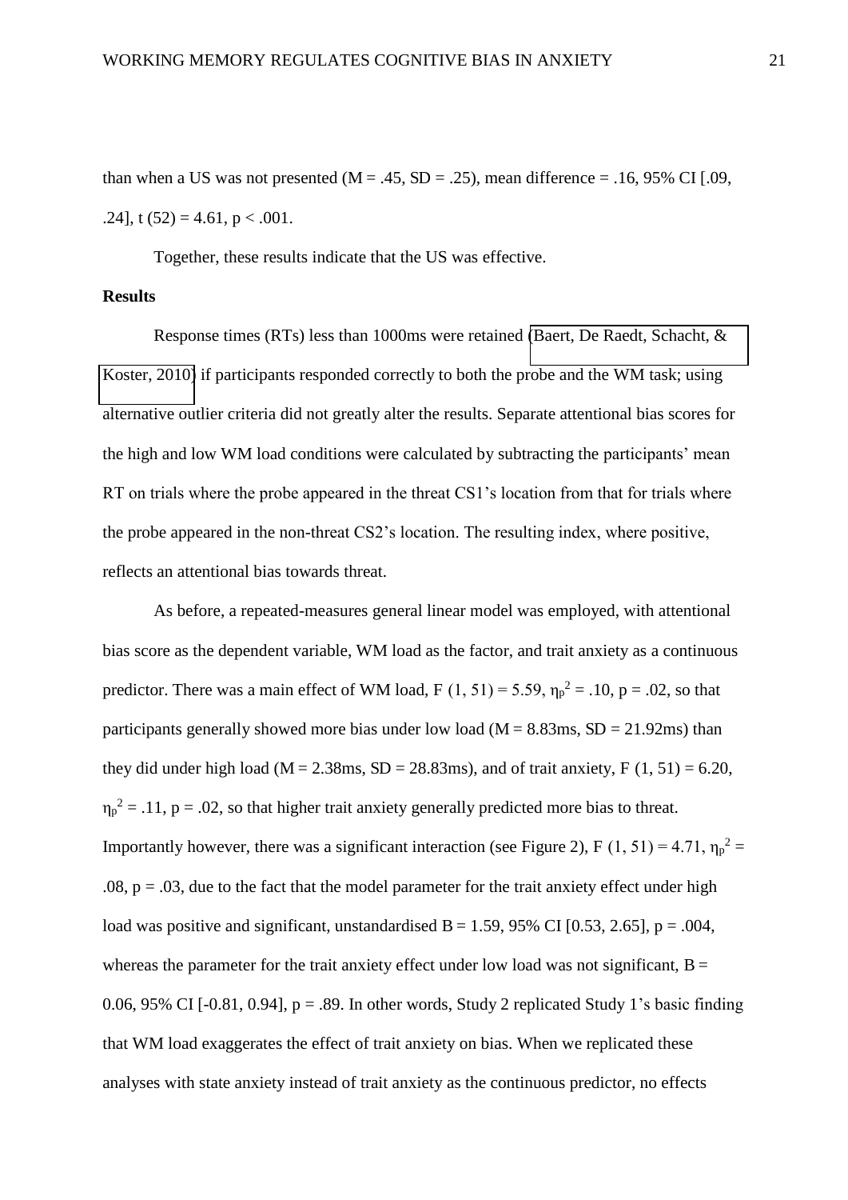than when a US was not presented ($M = .45$, $SD = .25$), mean difference = .16, 95% CI [.09, .24], $t(52) = 4.61$, $p < .001$.

Together, these results indicate that the US was effective.

**Results**

Response times (RTs) less than 1000ms were retained (Baert, De Raedt, Schacht, & Koster, 2010) if participants responded correctly to both the probe and the WM task; using alternative outlier criteria did not greatly alter the results. Separate attentional bias scores for the high and low WM load conditions were calculated by subtracting the participants' mean RT on trials where the probe appeared in the threat CS1's location from that for trials where the probe appeared in the non-threat CS2's location. The resulting index, where positive, reflects an attentional bias towards threat.

As before, a repeated-measures general linear model was employed, with attentional bias score as the dependent variable, WM load as the factor, and trait anxiety as a continuous predictor. There was a main effect of WM load, $F(1, 51) = 5.59$, $\eta_p^2 = .10$, $p = .02$, so that participants generally showed more bias under low load ($M = 8.83$ms, $SD = 21.92$ms) than they did under high load ($M = 2.38$ms, $SD = 28.83$ms), and of trait anxiety, $F(1, 51) = 6.20$, $\eta_p^2 = .11$, $p = .02$, so that higher trait anxiety generally predicted more bias to threat. Importantly however, there was a significant interaction (see Figure 2), $F(1, 51) = 4.71$, $\eta_p^2 = .08$, $p = .03$, due to the fact that the model parameter for the trait anxiety effect under high load was positive and significant, unstandardised $B = 1.59$, 95% CI [0.53, 2.65], $p = .004$, whereas the parameter for the trait anxiety effect under low load was not significant, $B = 0.06$, 95% CI [-0.81, 0.94], $p = .89$. In other words, Study 2 replicated Study 1's basic finding that WM load exaggerates the effect of trait anxiety on bias. When we replicated these analyses with state anxiety instead of trait anxiety as the continuous predictor, no effects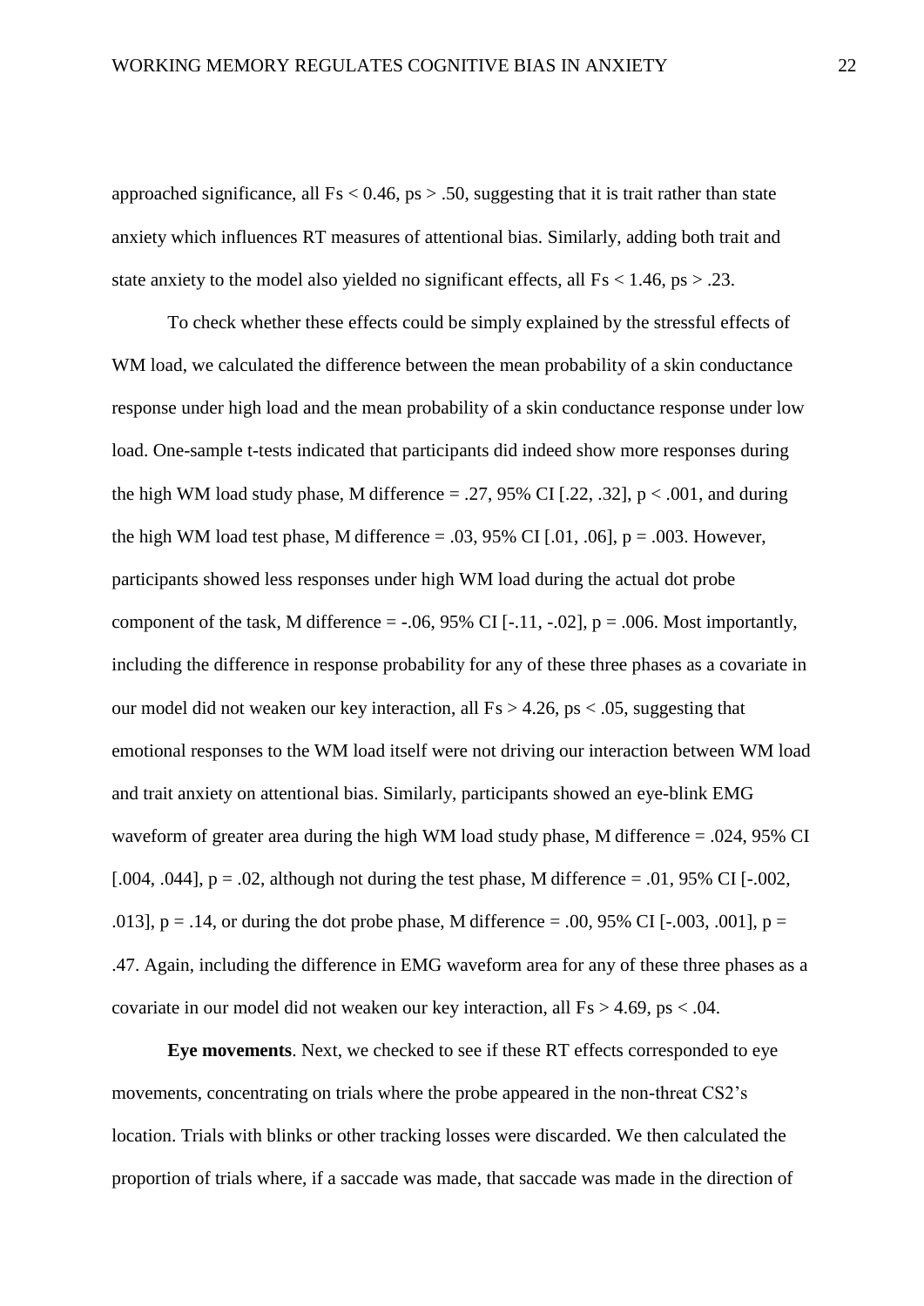approached significance, all $Fs < 0.46$, $ps > .50$, suggesting that it is trait rather than state anxiety which influences RT measures of attentional bias. Similarly, adding both trait and state anxiety to the model also yielded no significant effects, all $Fs < 1.46$, $ps > .23$.

To check whether these effects could be simply explained by the stressful effects of WM load, we calculated the difference between the mean probability of a skin conductance response under high load and the mean probability of a skin conductance response under low load. One-sample t-tests indicated that participants did indeed show more responses during the high WM load study phase, M difference = .27, 95% CI [.22, .32], $p < .001$, and during the high WM load test phase, M difference = .03, 95% CI [.01, .06], $p = .003$. However, participants showed less responses under high WM load during the actual dot probe component of the task, M difference = -.06, 95% CI [-.11, -.02], $p = .006$. Most importantly, including the difference in response probability for any of these three phases as a covariate in our model did not weaken our key interaction, all $Fs > 4.26$, $ps < .05$, suggesting that emotional responses to the WM load itself were not driving our interaction between WM load and trait anxiety on attentional bias. Similarly, participants showed an eye-blink EMG waveform of greater area during the high WM load study phase, M difference = .024, 95% CI [.004, .044], $p = .02$, although not during the test phase, M difference = .01, 95% CI [-.002, .013], $p = .14$, or during the dot probe phase, M difference = .00, 95% CI [-.003, .001], $p = .47$. Again, including the difference in EMG waveform area for any of these three phases as a covariate in our model did not weaken our key interaction, all $Fs > 4.69$, $ps < .04$.

**Eye movements**. Next, we checked to see if these RT effects corresponded to eye movements, concentrating on trials where the probe appeared in the non-threat CS2's location. Trials with blinks or other tracking losses were discarded. We then calculated the proportion of trials where, if a saccade was made, that saccade was made in the direction of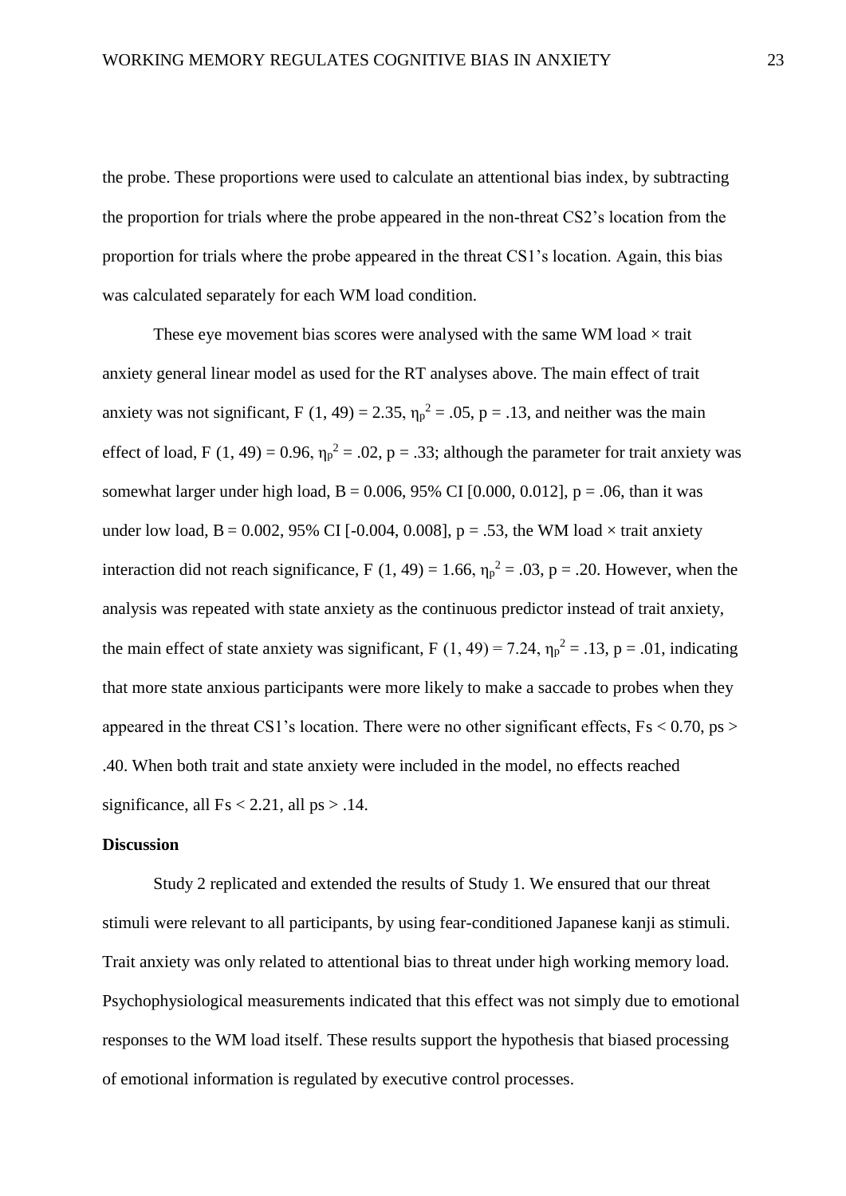the probe. These proportions were used to calculate an attentional bias index, by subtracting the proportion for trials where the probe appeared in the non-threat CS2's location from the proportion for trials where the probe appeared in the threat CS1's location. Again, this bias was calculated separately for each WM load condition.

These eye movement bias scores were analysed with the same WM load × trait anxiety general linear model as used for the RT analyses above. The main effect of trait anxiety was not significant, $F(1, 49) = 2.35$, $\eta_p^2 = .05$, $p = .13$, and neither was the main effect of load, $F(1, 49) = 0.96$, $\eta_p^2 = .02$, $p = .33$; although the parameter for trait anxiety was somewhat larger under high load, $B = 0.006$, 95% CI [0.000, 0.012], $p = .06$, than it was under low load, $B = 0.002$, 95% CI [-0.004, 0.008], $p = .53$, the WM load × trait anxiety interaction did not reach significance, $F(1, 49) = 1.66$, $\eta_p^2 = .03$, $p = .20$. However, when the analysis was repeated with state anxiety as the continuous predictor instead of trait anxiety, the main effect of state anxiety was significant, $F(1, 49) = 7.24$, $\eta_p^2 = .13$, $p = .01$, indicating that more state anxious participants were more likely to make a saccade to probes when they appeared in the threat CS1's location. There were no other significant effects, $Fs < 0.70$, $ps > .40$. When both trait and state anxiety were included in the model, no effects reached significance, all $Fs < 2.21$, all $ps > .14$.

## Discussion

Study 2 replicated and extended the results of Study 1. We ensured that our threat stimuli were relevant to all participants, by using fear-conditioned Japanese kanji as stimuli. Trait anxiety was only related to attentional bias to threat under high working memory load. Psychophysiological measurements indicated that this effect was not simply due to emotional responses to the WM load itself. These results support the hypothesis that biased processing of emotional information is regulated by executive control processes.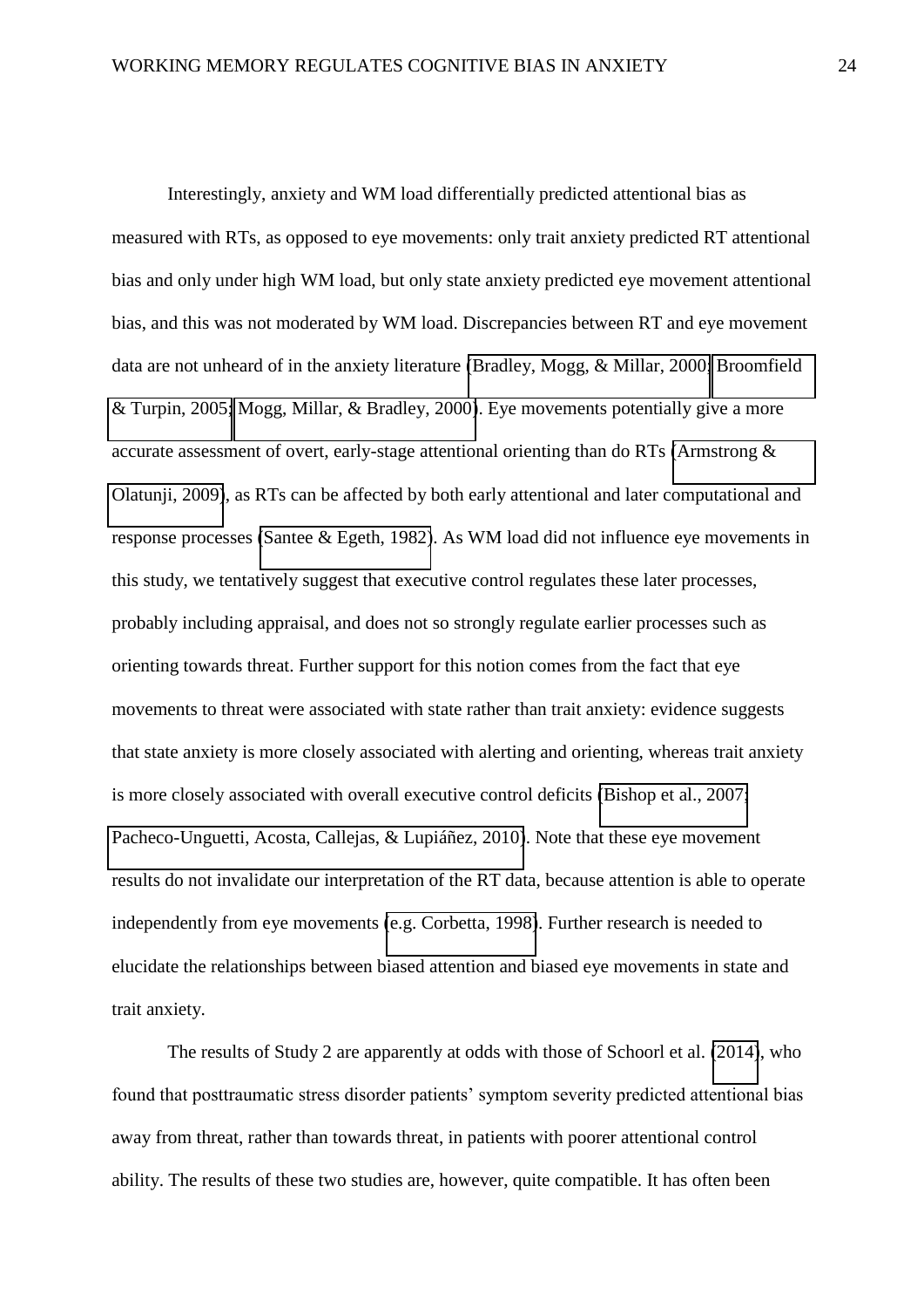Interestingly, anxiety and WM load differentially predicted attentional bias as measured with RTs, as opposed to eye movements: only trait anxiety predicted RT attentional bias and only under high WM load, but only state anxiety predicted eye movement attentional bias, and this was not moderated by WM load. Discrepancies between RT and eye movement data are not unheard of in the anxiety literature (Bradley, Mogg, & Millar, 2000; Broomfield & Turpin, 2005; Mogg, Millar, & Bradley, 2000). Eye movements potentially give a more accurate assessment of overt, early-stage attentional orienting than do RTs (Armstrong & Olatunji, 2009), as RTs can be affected by both early attentional and later computational and response processes (Santee & Egeth, 1982). As WM load did not influence eye movements in this study, we tentatively suggest that executive control regulates these later processes, probably including appraisal, and does not so strongly regulate earlier processes such as orienting towards threat. Further support for this notion comes from the fact that eye movements to threat were associated with state rather than trait anxiety: evidence suggests that state anxiety is more closely associated with alerting and orienting, whereas trait anxiety is more closely associated with overall executive control deficits (Bishop et al., 2007; Pacheco-Unguetti, Acosta, Callejas, & Lupiáñez, 2010). Note that these eye movement results do not invalidate our interpretation of the RT data, because attention is able to operate independently from eye movements (e.g. Corbetta, 1998). Further research is needed to elucidate the relationships between biased attention and biased eye movements in state and trait anxiety.

The results of Study 2 are apparently at odds with those of Schoorl et al. (2014), who found that posttraumatic stress disorder patients' symptom severity predicted attentional bias away from threat, rather than towards threat, in patients with poorer attentional control ability. The results of these two studies are, however, quite compatible. It has often been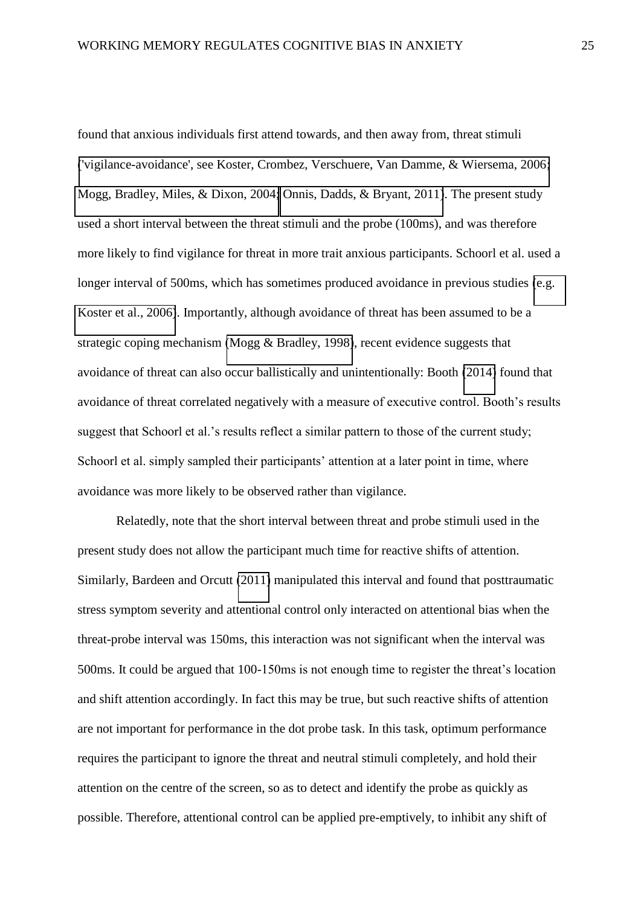found that anxious individuals first attend towards, and then away from, threat stimuli ('vigilance-avoidance', see Koster, Crombez, Verschuere, Van Damme, & Wiersema, 2006; Mogg, Bradley, Miles, & Dixon, 2004; Onnis, Dadds, & Bryant, 2011). The present study used a short interval between the threat stimuli and the probe (100ms), and was therefore more likely to find vigilance for threat in more trait anxious participants. Schoorl et al. used a longer interval of 500ms, which has sometimes produced avoidance in previous studies (e.g. Koster et al., 2006). Importantly, although avoidance of threat has been assumed to be a strategic coping mechanism (Mogg & Bradley, 1998), recent evidence suggests that avoidance of threat can also occur ballistically and unintentionally: Booth (2014) found that avoidance of threat correlated negatively with a measure of executive control. Booth's results suggest that Schoorl et al.'s results reflect a similar pattern to those of the current study; Schoorl et al. simply sampled their participants' attention at a later point in time, where avoidance was more likely to be observed rather than vigilance.

Relatedly, note that the short interval between threat and probe stimuli used in the present study does not allow the participant much time for reactive shifts of attention. Similarly, Bardeen and Orcutt (2011) manipulated this interval and found that posttraumatic stress symptom severity and attentional control only interacted on attentional bias when the threat-probe interval was 150ms, this interaction was not significant when the interval was 500ms. It could be argued that 100-150ms is not enough time to register the threat's location and shift attention accordingly. In fact this may be true, but such reactive shifts of attention are not important for performance in the dot probe task. In this task, optimum performance requires the participant to ignore the threat and neutral stimuli completely, and hold their attention on the centre of the screen, so as to detect and identify the probe as quickly as possible. Therefore, attentional control can be applied pre-emptively, to inhibit any shift of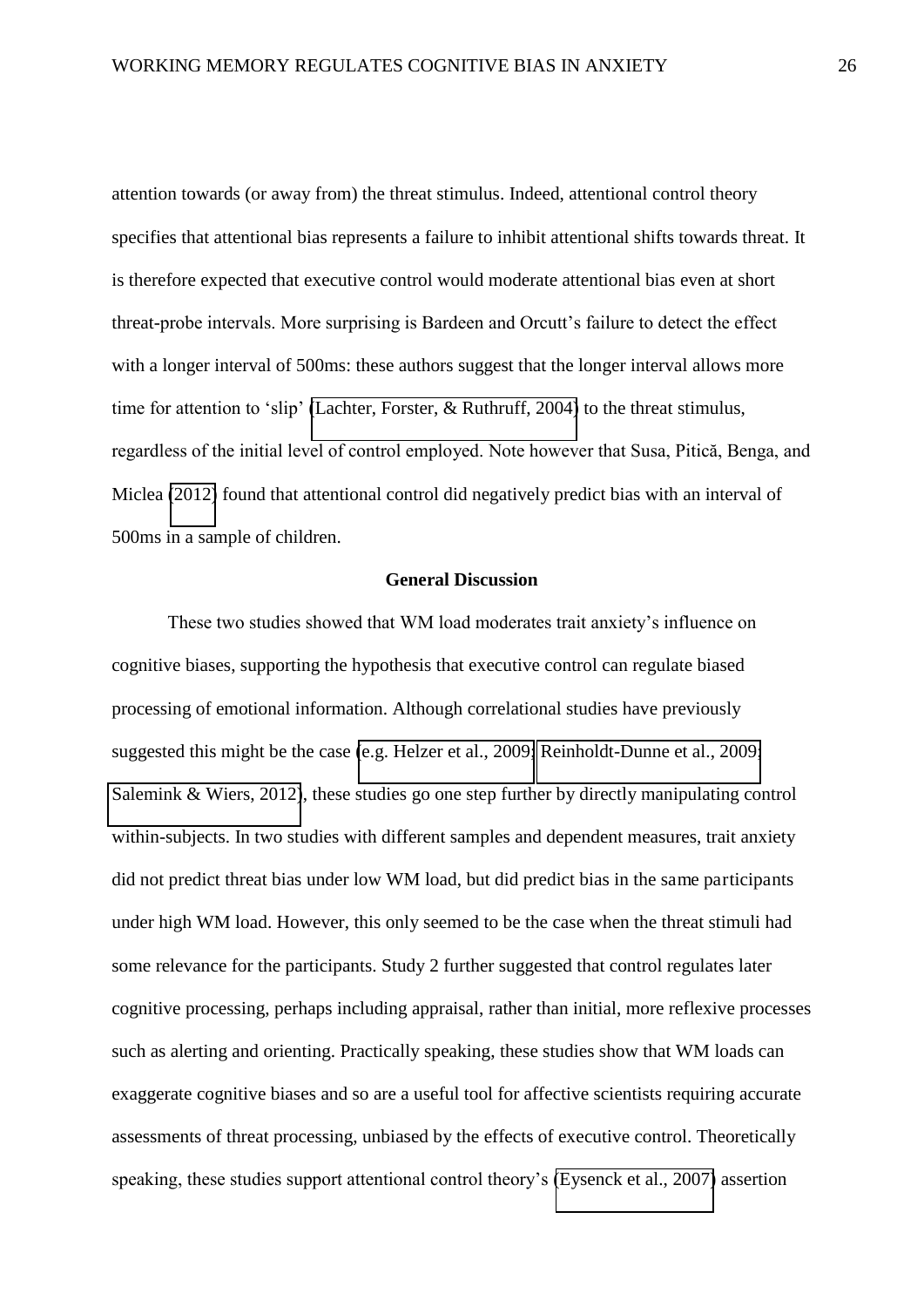attention towards (or away from) the threat stimulus. Indeed, attentional control theory specifies that attentional bias represents a failure to inhibit attentional shifts towards threat. It is therefore expected that executive control would moderate attentional bias even at short threat-probe intervals. More surprising is Bardeen and Orcutt's failure to detect the effect with a longer interval of 500ms: these authors suggest that the longer interval allows more time for attention to 'slip' (Lachter, Forster, & Ruthruff, 2004) to the threat stimulus, regardless of the initial level of control employed. Note however that Susa, Pitică, Benga, and Miclea (2012) found that attentional control did negatively predict bias with an interval of 500ms in a sample of children.

## General Discussion

These two studies showed that WM load moderates trait anxiety's influence on cognitive biases, supporting the hypothesis that executive control can regulate biased processing of emotional information. Although correlational studies have previously suggested this might be the case (e.g. Helzer et al., 2009; Reinholdt-Dunne et al., 2009; Salemink & Wiers, 2012), these studies go one step further by directly manipulating control within-subjects. In two studies with different samples and dependent measures, trait anxiety did not predict threat bias under low WM load, but did predict bias in the same participants under high WM load. However, this only seemed to be the case when the threat stimuli had some relevance for the participants. Study 2 further suggested that control regulates later cognitive processing, perhaps including appraisal, rather than initial, more reflexive processes such as alerting and orienting. Practically speaking, these studies show that WM loads can exaggerate cognitive biases and so are a useful tool for affective scientists requiring accurate assessments of threat processing, unbiased by the effects of executive control. Theoretically speaking, these studies support attentional control theory's (Eysenck et al., 2007) assertion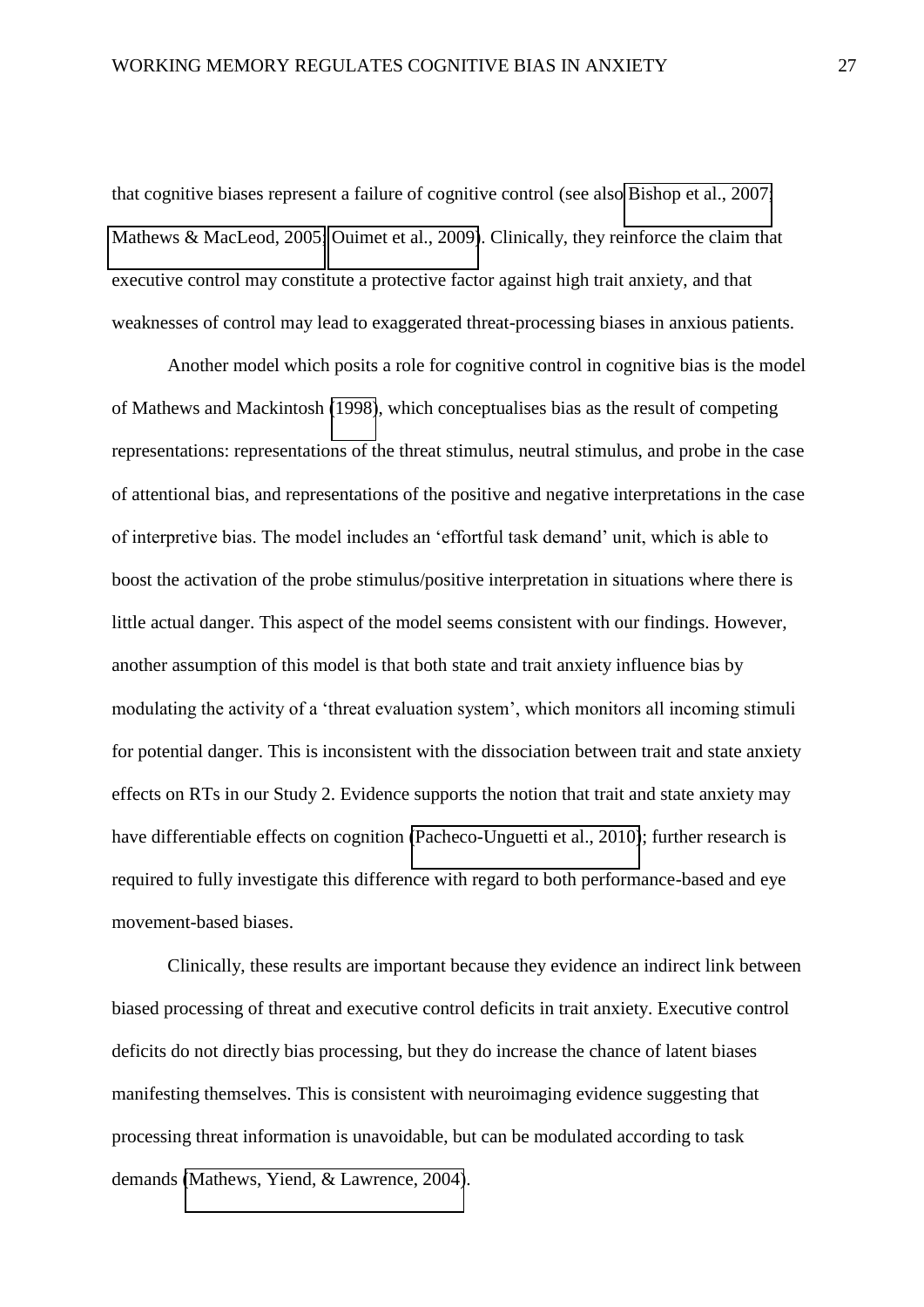that cognitive biases represent a failure of cognitive control (see also Bishop et al., 2007; Mathews & MacLeod, 2005; Ouimet et al., 2009). Clinically, they reinforce the claim that executive control may constitute a protective factor against high trait anxiety, and that weaknesses of control may lead to exaggerated threat-processing biases in anxious patients.

Another model which posits a role for cognitive control in cognitive bias is the model of Mathews and Mackintosh (1998), which conceptualises bias as the result of competing representations: representations of the threat stimulus, neutral stimulus, and probe in the case of attentional bias, and representations of the positive and negative interpretations in the case of interpretive bias. The model includes an 'effortful task demand' unit, which is able to boost the activation of the probe stimulus/positive interpretation in situations where there is little actual danger. This aspect of the model seems consistent with our findings. However, another assumption of this model is that both state and trait anxiety influence bias by modulating the activity of a 'threat evaluation system', which monitors all incoming stimuli for potential danger. This is inconsistent with the dissociation between trait and state anxiety effects on RTs in our Study 2. Evidence supports the notion that trait and state anxiety may have differentiable effects on cognition (Pacheco-Unguetti et al., 2010); further research is required to fully investigate this difference with regard to both performance-based and eye movement-based biases.

Clinically, these results are important because they evidence an indirect link between biased processing of threat and executive control deficits in trait anxiety. Executive control deficits do not directly bias processing, but they do increase the chance of latent biases manifesting themselves. This is consistent with neuroimaging evidence suggesting that processing threat information is unavoidable, but can be modulated according to task demands (Mathews, Yiend, & Lawrence, 2004).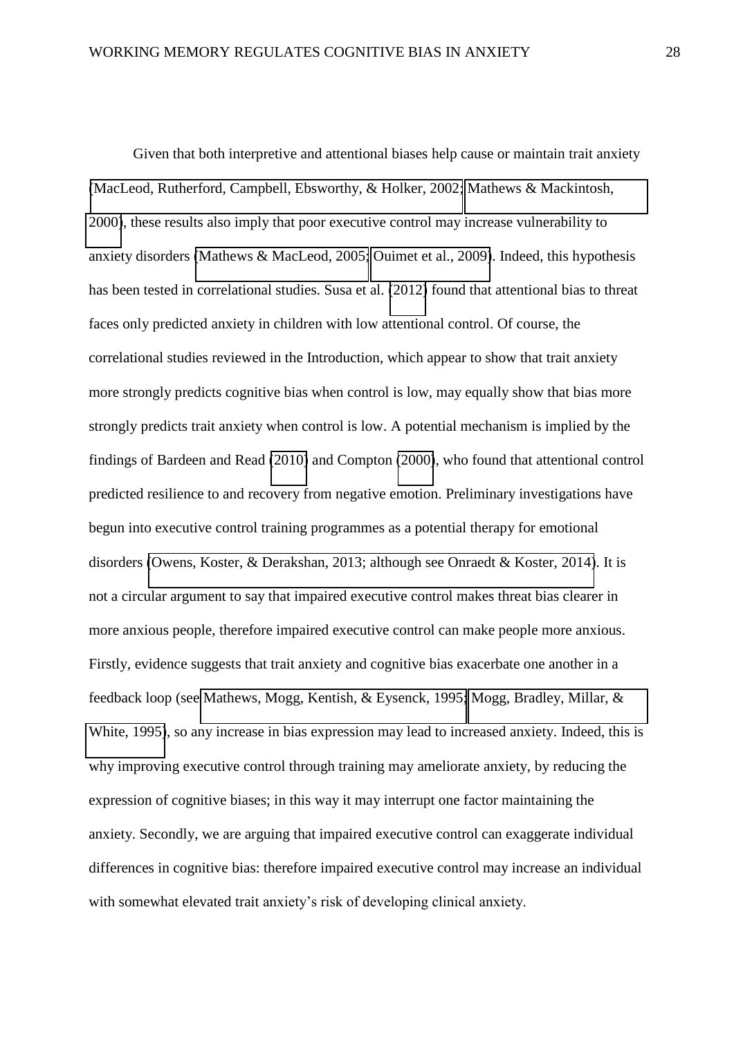Given that both interpretive and attentional biases help cause or maintain trait anxiety (MacLeod, Rutherford, Campbell, Ebsworthy, & Holker, 2002; Mathews & Mackintosh, 2000), these results also imply that poor executive control may increase vulnerability to anxiety disorders (Mathews & MacLeod, 2005; Ouimet et al., 2009). Indeed, this hypothesis has been tested in correlational studies. Susa et al. (2012) found that attentional bias to threat faces only predicted anxiety in children with low attentional control. Of course, the correlational studies reviewed in the Introduction, which appear to show that trait anxiety more strongly predicts cognitive bias when control is low, may equally show that bias more strongly predicts trait anxiety when control is low. A potential mechanism is implied by the findings of Bardeen and Read (2010) and Compton (2000), who found that attentional control predicted resilience to and recovery from negative emotion. Preliminary investigations have begun into executive control training programmes as a potential therapy for emotional disorders (Owens, Koster, & Derakshan, 2013; although see Onraedt & Koster, 2014). It is not a circular argument to say that impaired executive control makes threat bias clearer in more anxious people, therefore impaired executive control can make people more anxious. Firstly, evidence suggests that trait anxiety and cognitive bias exacerbate one another in a feedback loop (see Mathews, Mogg, Kentish, & Eysenck, 1995; Mogg, Bradley, Millar, & White, 1995), so any increase in bias expression may lead to increased anxiety. Indeed, this is why improving executive control through training may ameliorate anxiety, by reducing the expression of cognitive biases; in this way it may interrupt one factor maintaining the anxiety. Secondly, we are arguing that impaired executive control can exaggerate individual differences in cognitive bias: therefore impaired executive control may increase an individual with somewhat elevated trait anxiety's risk of developing clinical anxiety.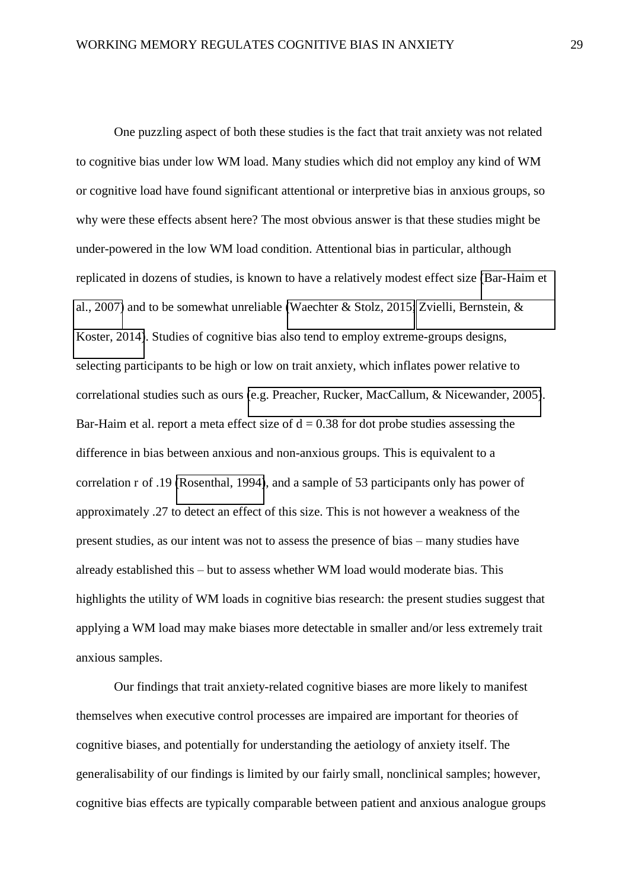One puzzling aspect of both these studies is the fact that trait anxiety was not related to cognitive bias under low WM load. Many studies which did not employ any kind of WM or cognitive load have found significant attentional or interpretive bias in anxious groups, so why were these effects absent here? The most obvious answer is that these studies might be under-powered in the low WM load condition. Attentional bias in particular, although replicated in dozens of studies, is known to have a relatively modest effect size (Bar-Haim et al., 2007) and to be somewhat unreliable (Waechter & Stolz, 2015; Zvielli, Bernstein, & Koster, 2014). Studies of cognitive bias also tend to employ extreme-groups designs, selecting participants to be high or low on trait anxiety, which inflates power relative to correlational studies such as ours (e.g. Preacher, Rucker, MacCallum, & Nicewander, 2005). Bar-Haim et al. report a meta effect size of $d = 0.38$ for dot probe studies assessing the difference in bias between anxious and non-anxious groups. This is equivalent to a correlation $r$ of .19 (Rosenthal, 1994), and a sample of 53 participants only has power of approximately .27 to detect an effect of this size. This is not however a weakness of the present studies, as our intent was not to assess the presence of bias – many studies have already established this – but to assess whether WM load would moderate bias. This highlights the utility of WM loads in cognitive bias research: the present studies suggest that applying a WM load may make biases more detectable in smaller and/or less extremely trait anxious samples.

Our findings that trait anxiety-related cognitive biases are more likely to manifest themselves when executive control processes are impaired are important for theories of cognitive biases, and potentially for understanding the aetiology of anxiety itself. The generalisability of our findings is limited by our fairly small, nonclinical samples; however, cognitive bias effects are typically comparable between patient and anxious analogue groups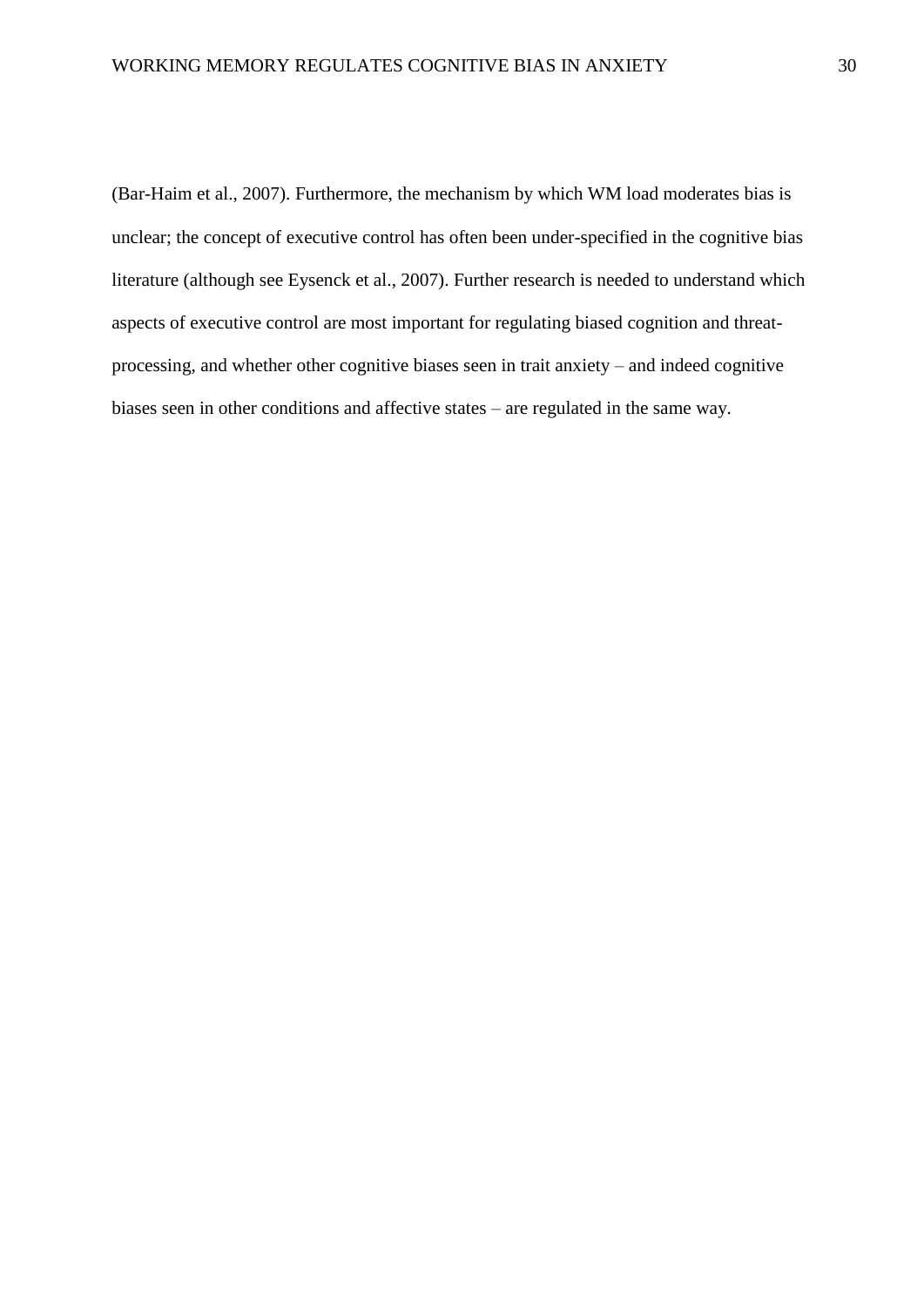(Bar-Haim et al., 2007). Furthermore, the mechanism by which WM load moderates bias is unclear; the concept of executive control has often been under-specified in the cognitive bias literature (although see Eysenck et al., 2007). Further research is needed to understand which aspects of executive control are most important for regulating biased cognition and threat-processing, and whether other cognitive biases seen in trait anxiety – and indeed cognitive biases seen in other conditions and affective states – are regulated in the same way.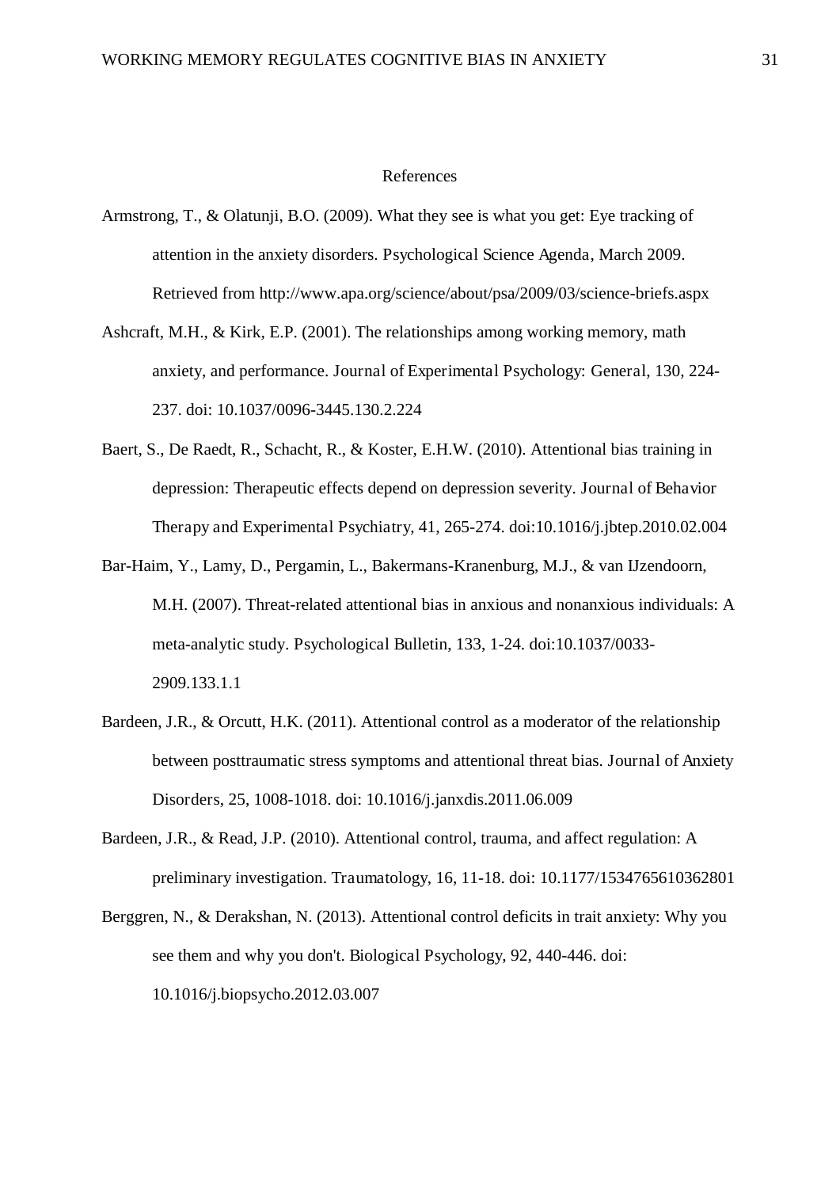# References

Armstrong, T., & Olatunji, B.O. (2009). What they see is what you get: Eye tracking of attention in the anxiety disorders. Psychological Science Agenda, March 2009. Retrieved from http://www.apa.org/science/about/psa/2009/03/science-briefs.aspx

Ashcraft, M.H., & Kirk, E.P. (2001). The relationships among working memory, math anxiety, and performance. Journal of Experimental Psychology: General, 130, 224-237. doi: 10.1037/0096-3445.130.2.224

Baert, S., De Raedt, R., Schacht, R., & Koster, E.H.W. (2010). Attentional bias training in depression: Therapeutic effects depend on depression severity. Journal of Behavior Therapy and Experimental Psychiatry, 41, 265-274. doi:10.1016/j.jbtep.2010.02.004

Bar-Haim, Y., Lamy, D., Pergamin, L., Bakermans-Kranenburg, M.J., & van IJzendoorn, M.H. (2007). Threat-related attentional bias in anxious and nonanxious individuals: A meta-analytic study. Psychological Bulletin, 133, 1-24. doi:10.1037/0033-2909.133.1.1

Bardeen, J.R., & Orcutt, H.K. (2011). Attentional control as a moderator of the relationship between posttraumatic stress symptoms and attentional threat bias. Journal of Anxiety Disorders, 25, 1008-1018. doi: 10.1016/j.janxdis.2011.06.009

Bardeen, J.R., & Read, J.P. (2010). Attentional control, trauma, and affect regulation: A preliminary investigation. Traumatology, 16, 11-18. doi: 10.1177/1534765610362801

Berggren, N., & Derakshan, N. (2013). Attentional control deficits in trait anxiety: Why you see them and why you don't. Biological Psychology, 92, 440-446. doi: 10.1016/j.biopsycho.2012.03.007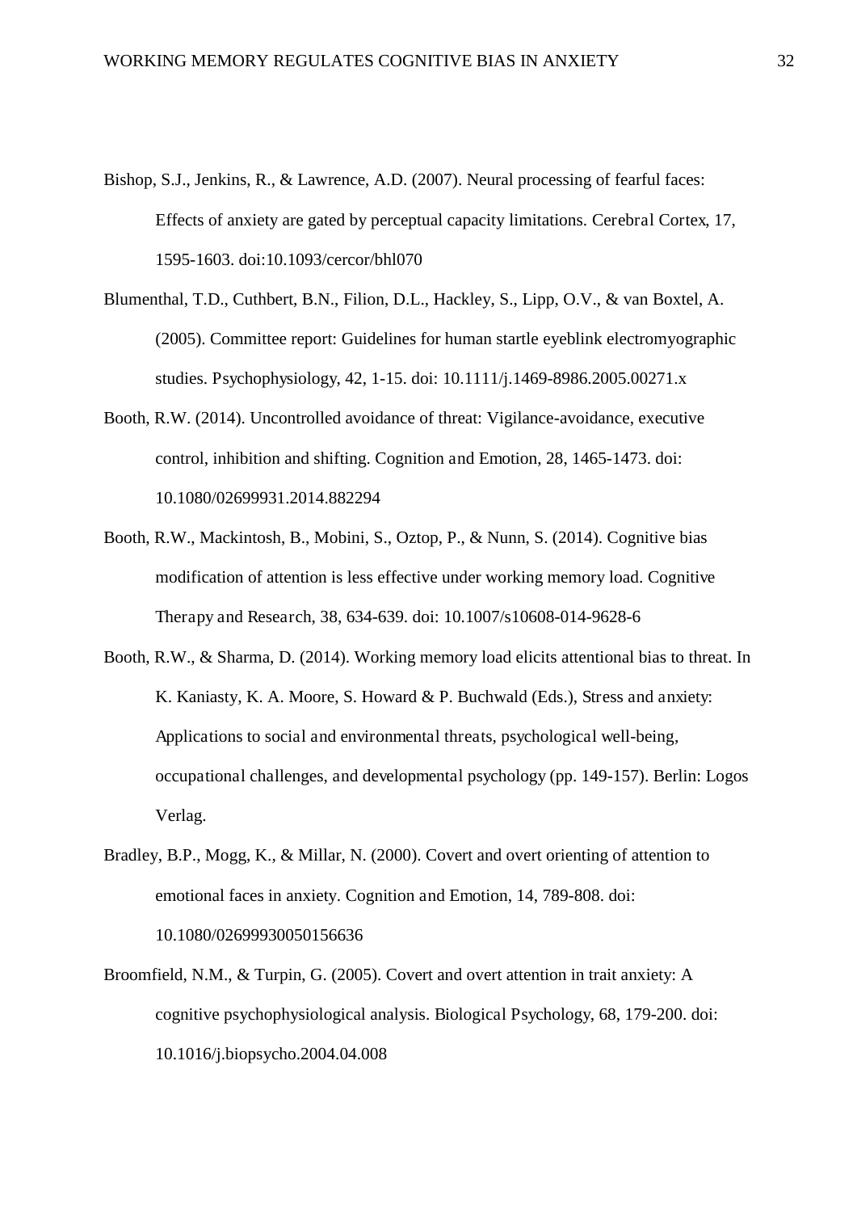Bishop, S.J., Jenkins, R., & Lawrence, A.D. (2007). Neural processing of fearful faces: Effects of anxiety are gated by perceptual capacity limitations. Cerebral Cortex, 17, 1595-1603. doi:10.1093/cercor/bhl070

Blumenthal, T.D., Cuthbert, B.N., Filion, D.L., Hackley, S., Lipp, O.V., & van Boxtel, A. (2005). Committee report: Guidelines for human startle eyeblink electromyographic studies. Psychophysiology, 42, 1-15. doi: 10.1111/j.1469-8986.2005.00271.x

Booth, R.W. (2014). Uncontrolled avoidance of threat: Vigilance-avoidance, executive control, inhibition and shifting. Cognition and Emotion, 28, 1465-1473. doi: 10.1080/02699931.2014.882294

Booth, R.W., Mackintosh, B., Mobini, S., Oztop, P., & Nunn, S. (2014). Cognitive bias modification of attention is less effective under working memory load. Cognitive Therapy and Research, 38, 634-639. doi: 10.1007/s10608-014-9628-6

Booth, R.W., & Sharma, D. (2014). Working memory load elicits attentional bias to threat. In K. Kaniasty, K. A. Moore, S. Howard & P. Buchwald (Eds.), Stress and anxiety: Applications to social and environmental threats, psychological well-being, occupational challenges, and developmental psychology (pp. 149-157). Berlin: Logos Verlag.

Bradley, B.P., Mogg, K., & Millar, N. (2000). Covert and overt orienting of attention to emotional faces in anxiety. Cognition and Emotion, 14, 789-808. doi: 10.1080/02699930050156636

Broomfield, N.M., & Turpin, G. (2005). Covert and overt attention in trait anxiety: A cognitive psychophysiological analysis. Biological Psychology, 68, 179-200. doi: 10.1016/j.biopsycho.2004.04.008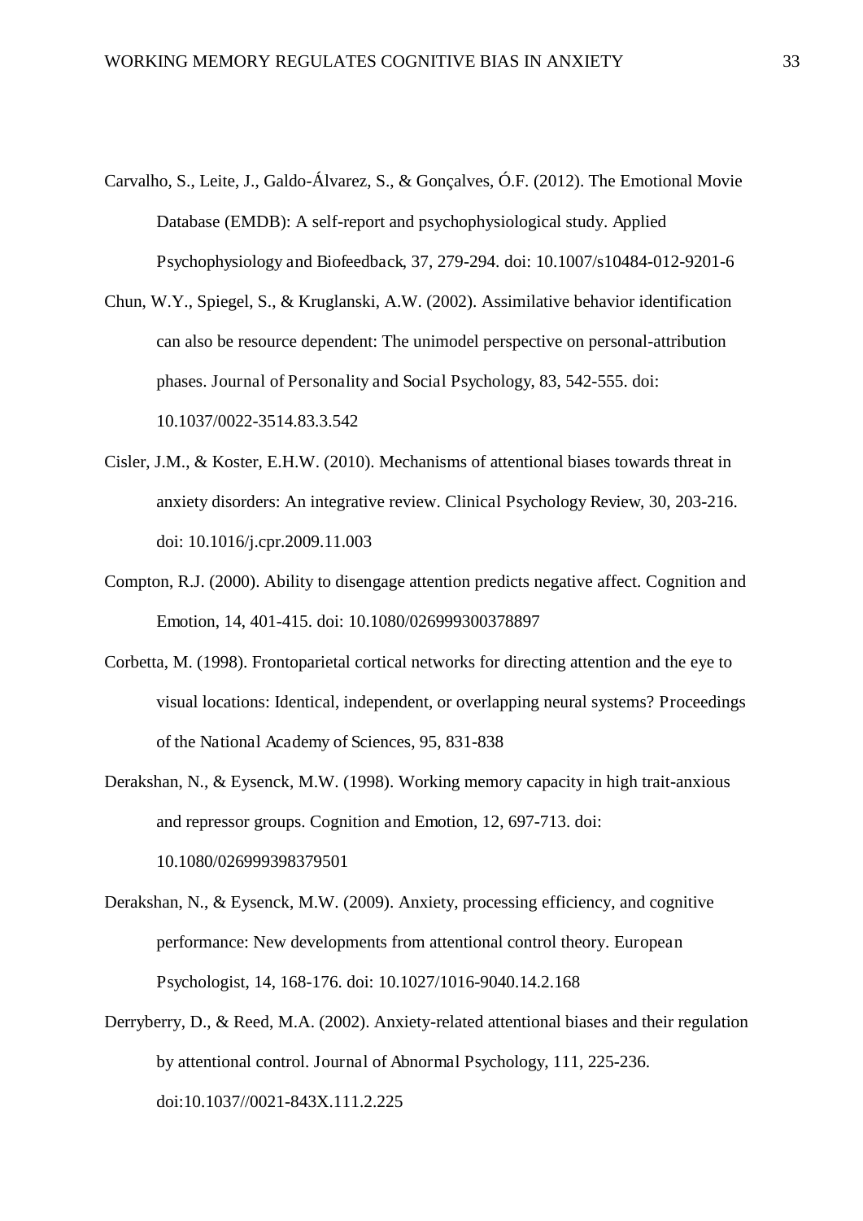Carvalho, S., Leite, J., Galdo-Álvarez, S., & Gonçalves, Ó.F. (2012). The Emotional Movie Database (EMDB): A self-report and psychophysiological study. Applied Psychophysiology and Biofeedback, 37, 279-294. doi: 10.1007/s10484-012-9201-6

Chun, W.Y., Spiegel, S., & Kruglanski, A.W. (2002). Assimilative behavior identification can also be resource dependent: The unimodel perspective on personal-attribution phases. Journal of Personality and Social Psychology, 83, 542-555. doi: 10.1037/0022-3514.83.3.542

Cisler, J.M., & Koster, E.H.W. (2010). Mechanisms of attentional biases towards threat in anxiety disorders: An integrative review. Clinical Psychology Review, 30, 203-216. doi: 10.1016/j.cpr.2009.11.003

Compton, R.J. (2000). Ability to disengage attention predicts negative affect. Cognition and Emotion, 14, 401-415. doi: 10.1080/026999300378897

Corbetta, M. (1998). Frontoparietal cortical networks for directing attention and the eye to visual locations: Identical, independent, or overlapping neural systems? Proceedings of the National Academy of Sciences, 95, 831-838

Derakshan, N., & Eysenck, M.W. (1998). Working memory capacity in high trait-anxious and repressor groups. Cognition and Emotion, 12, 697-713. doi: 10.1080/026999398379501

Derakshan, N., & Eysenck, M.W. (2009). Anxiety, processing efficiency, and cognitive performance: New developments from attentional control theory. European Psychologist, 14, 168-176. doi: 10.1027/1016-9040.14.2.168

Derryberry, D., & Reed, M.A. (2002). Anxiety-related attentional biases and their regulation by attentional control. Journal of Abnormal Psychology, 111, 225-236. doi:10.1037//0021-843X.111.2.225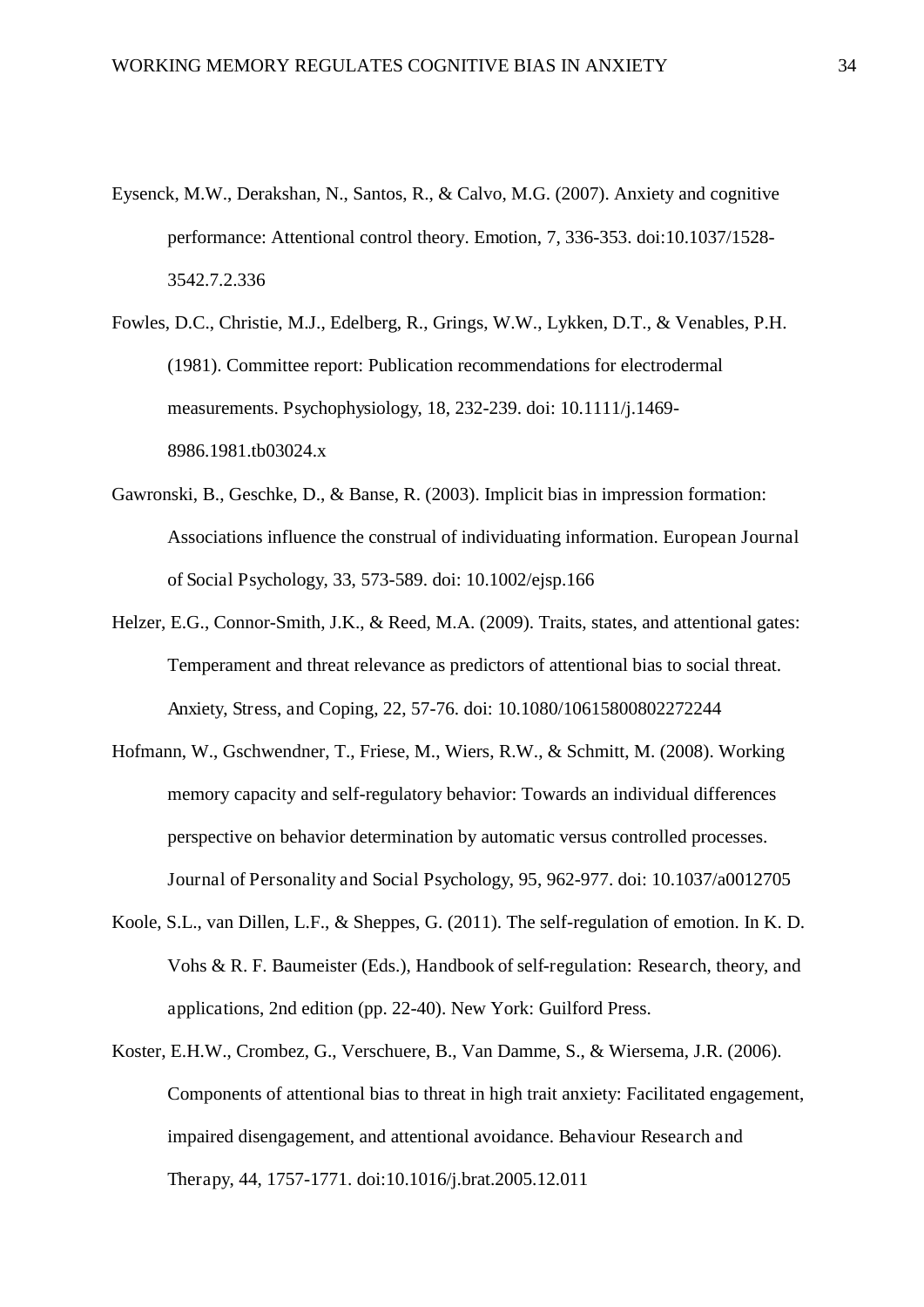Eysenck, M.W., Derakshan, N., Santos, R., & Calvo, M.G. (2007). Anxiety and cognitive performance: Attentional control theory. Emotion, 7, 336-353. doi:10.1037/1528-3542.7.2.336

Fowles, D.C., Christie, M.J., Edelberg, R., Grings, W.W., Lykken, D.T., & Venables, P.H. (1981). Committee report: Publication recommendations for electrodermal measurements. Psychophysiology, 18, 232-239. doi: 10.1111/j.1469-8986.1981.tb03024.x

Gawronski, B., Geschke, D., & Banse, R. (2003). Implicit bias in impression formation: Associations influence the construal of individuating information. European Journal of Social Psychology, 33, 573-589. doi: 10.1002/ejsp.166

Helzer, E.G., Connor-Smith, J.K., & Reed, M.A. (2009). Traits, states, and attentional gates: Temperament and threat relevance as predictors of attentional bias to social threat. Anxiety, Stress, and Coping, 22, 57-76. doi: 10.1080/10615800802272244

Hofmann, W., Gschwendner, T., Friese, M., Wiers, R.W., & Schmitt, M. (2008). Working memory capacity and self-regulatory behavior: Towards an individual differences perspective on behavior determination by automatic versus controlled processes. Journal of Personality and Social Psychology, 95, 962-977. doi: 10.1037/a0012705

Koole, S.L., van Dillen, L.F., & Sheppes, G. (2011). The self-regulation of emotion. In K. D. Vohs & R. F. Baumeister (Eds.), Handbook of self-regulation: Research, theory, and applications, 2nd edition (pp. 22-40). New York: Guilford Press.

Koster, E.H.W., Crombez, G., Verschuere, B., Van Damme, S., & Wiersema, J.R. (2006). Components of attentional bias to threat in high trait anxiety: Facilitated engagement, impaired disengagement, and attentional avoidance. Behaviour Research and Therapy, 44, 1757-1771. doi:10.1016/j.brat.2005.12.011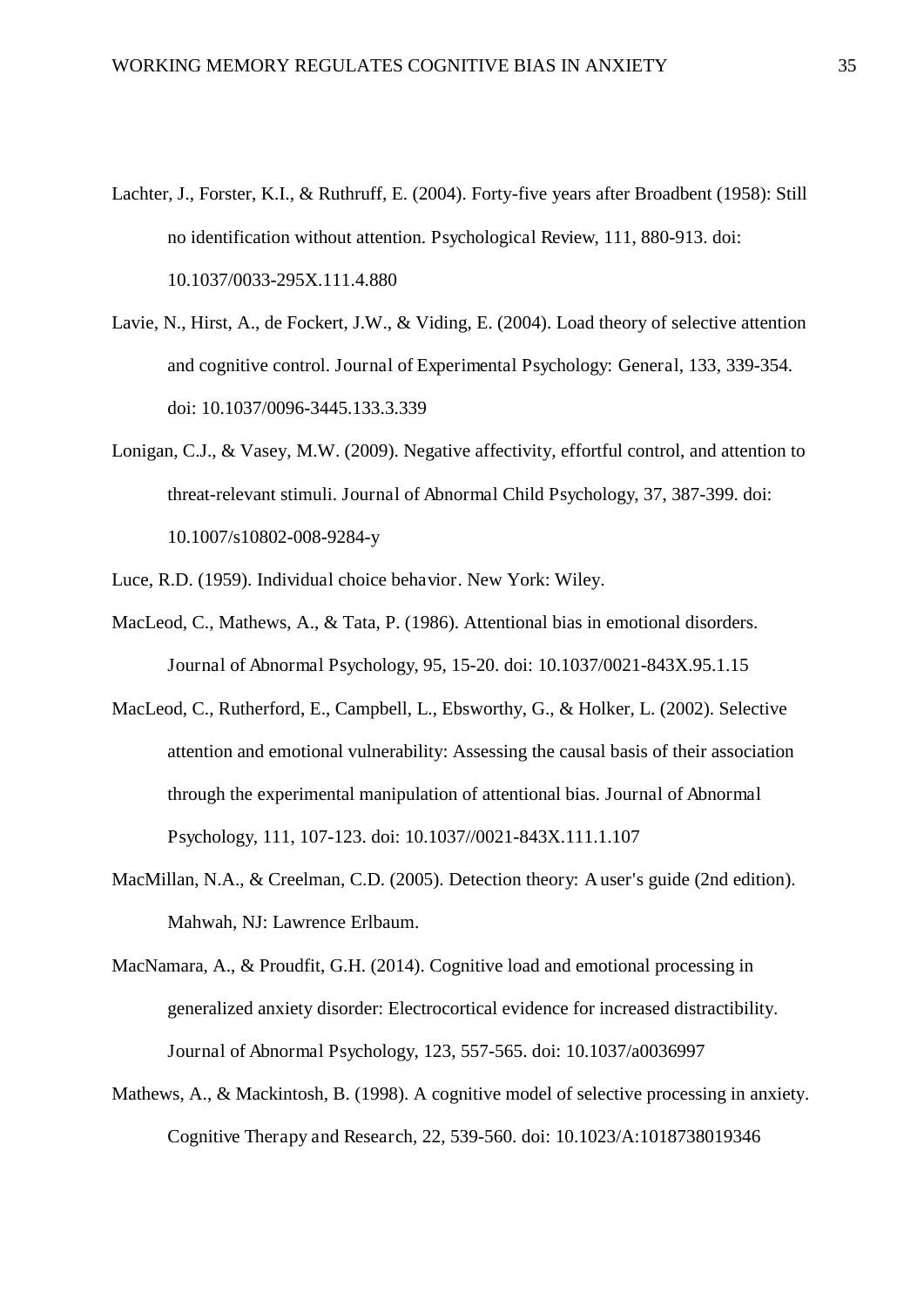Lachter, J., Forster, K.I., & Ruthruff, E. (2004). Forty-five years after Broadbent (1958): Still no identification without attention. Psychological Review, 111, 880-913. doi: 10.1037/0033-295X.111.4.880

Lavie, N., Hirst, A., de Fockert, J.W., & Viding, E. (2004). Load theory of selective attention and cognitive control. Journal of Experimental Psychology: General, 133, 339-354. doi: 10.1037/0096-3445.133.3.339

Lonigan, C.J., & Vasey, M.W. (2009). Negative affectivity, effortful control, and attention to threat-relevant stimuli. Journal of Abnormal Child Psychology, 37, 387-399. doi: 10.1007/s10802-008-9284-y

Luce, R.D. (1959). Individual choice behavior. New York: Wiley.

MacLeod, C., Mathews, A., & Tata, P. (1986). Attentional bias in emotional disorders. Journal of Abnormal Psychology, 95, 15-20. doi: 10.1037/0021-843X.95.1.15

MacLeod, C., Rutherford, E., Campbell, L., Ebsworthy, G., & Holker, L. (2002). Selective attention and emotional vulnerability: Assessing the causal basis of their association through the experimental manipulation of attentional bias. Journal of Abnormal Psychology, 111, 107-123. doi: 10.1037//0021-843X.111.1.107

MacMillan, N.A., & Creelman, C.D. (2005). Detection theory: A user's guide (2nd edition). Mahwah, NJ: Lawrence Erlbaum.

MacNamara, A., & Proudfit, G.H. (2014). Cognitive load and emotional processing in generalized anxiety disorder: Electrocortical evidence for increased distractibility. Journal of Abnormal Psychology, 123, 557-565. doi: 10.1037/a0036997

Mathews, A., & Mackintosh, B. (1998). A cognitive model of selective processing in anxiety. Cognitive Therapy and Research, 22, 539-560. doi: 10.1023/A:1018738019346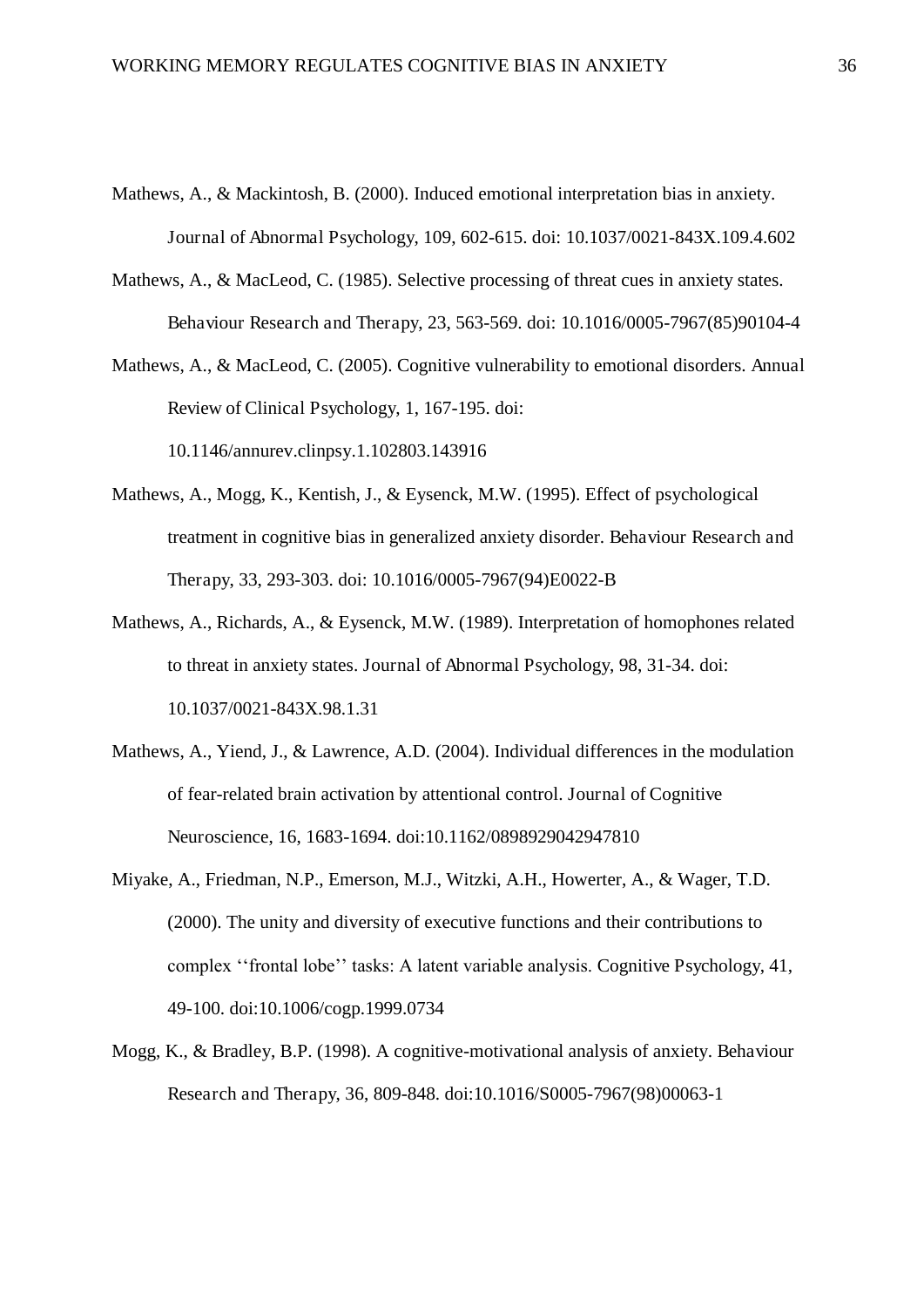Mathews, A., & Mackintosh, B. (2000). Induced emotional interpretation bias in anxiety. Journal of Abnormal Psychology, 109, 602-615. doi: 10.1037/0021-843X.109.4.602

Mathews, A., & MacLeod, C. (1985). Selective processing of threat cues in anxiety states. Behaviour Research and Therapy, 23, 563-569. doi: 10.1016/0005-7967(85)90104-4

Mathews, A., & MacLeod, C. (2005). Cognitive vulnerability to emotional disorders. Annual Review of Clinical Psychology, 1, 167-195. doi: 10.1146/annurev.clinpsy.1.102803.143916

Mathews, A., Mogg, K., Kentish, J., & Eysenck, M.W. (1995). Effect of psychological treatment in cognitive bias in generalized anxiety disorder. Behaviour Research and Therapy, 33, 293-303. doi: 10.1016/0005-7967(94)E0022-B

Mathews, A., Richards, A., & Eysenck, M.W. (1989). Interpretation of homophones related to threat in anxiety states. Journal of Abnormal Psychology, 98, 31-34. doi: 10.1037/0021-843X.98.1.31

Mathews, A., Yiend, J., & Lawrence, A.D. (2004). Individual differences in the modulation of fear-related brain activation by attentional control. Journal of Cognitive Neuroscience, 16, 1683-1694. doi:10.1162/0898929042947810

Miyake, A., Friedman, N.P., Emerson, M.J., Witzki, A.H., Howerter, A., & Wager, T.D. (2000). The unity and diversity of executive functions and their contributions to complex ''frontal lobe'' tasks: A latent variable analysis. Cognitive Psychology, 41, 49-100. doi:10.1006/cogp.1999.0734

Mogg, K., & Bradley, B.P. (1998). A cognitive-motivational analysis of anxiety. Behaviour Research and Therapy, 36, 809-848. doi:10.1016/S0005-7967(98)00063-1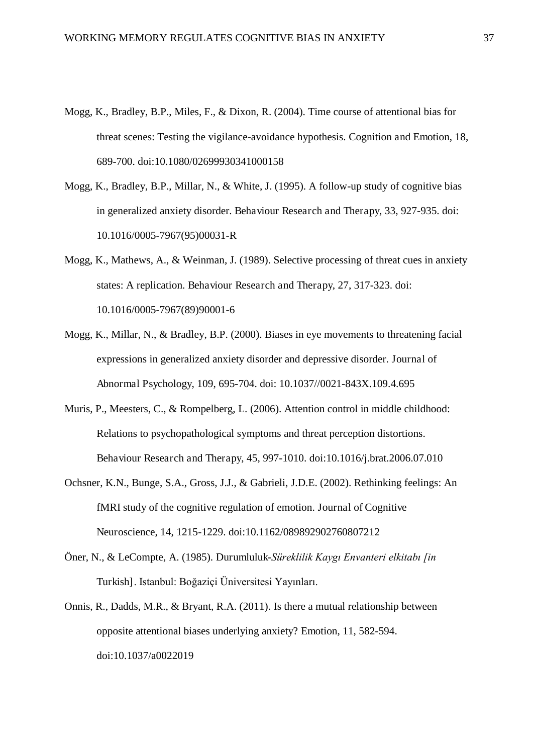Mogg, K., Bradley, B.P., Miles, F., & Dixon, R. (2004). Time course of attentional bias for threat scenes: Testing the vigilance-avoidance hypothesis. Cognition and Emotion, 18, 689-700. doi:10.1080/02699930341000158

Mogg, K., Bradley, B.P., Millar, N., & White, J. (1995). A follow-up study of cognitive bias in generalized anxiety disorder. Behaviour Research and Therapy, 33, 927-935. doi: 10.1016/0005-7967(95)00031-R

Mogg, K., Mathews, A., & Weinman, J. (1989). Selective processing of threat cues in anxiety states: A replication. Behaviour Research and Therapy, 27, 317-323. doi: 10.1016/0005-7967(89)90001-6

Mogg, K., Millar, N., & Bradley, B.P. (2000). Biases in eye movements to threatening facial expressions in generalized anxiety disorder and depressive disorder. Journal of Abnormal Psychology, 109, 695-704. doi: 10.1037//0021-843X.109.4.695

Muris, P., Meesters, C., & Rompelberg, L. (2006). Attention control in middle childhood: Relations to psychopathological symptoms and threat perception distortions. Behaviour Research and Therapy, 45, 997-1010. doi:10.1016/j.brat.2006.07.010

Ochsner, K.N., Bunge, S.A., Gross, J.J., & Gabrieli, J.D.E. (2002). Rethinking feelings: An fMRI study of the cognitive regulation of emotion. Journal of Cognitive Neuroscience, 14, 1215-1229. doi:10.1162/089892902760807212

Öner, N., & LeCompte, A. (1985). Durumluluk-*Süreklilik Kaygı Envanteri elkitabı [in* Turkish]. Istanbul: Boğaziçi Üniversitesi Yayınları.

Onnis, R., Dadds, M.R., & Bryant, R.A. (2011). Is there a mutual relationship between opposite attentional biases underlying anxiety? Emotion, 11, 582-594. doi:10.1037/a0022019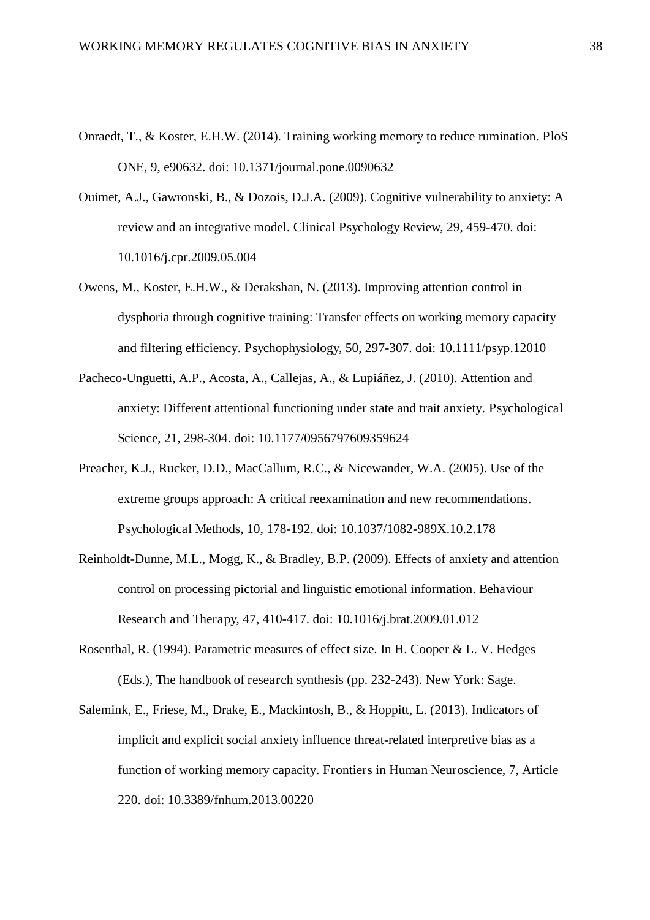Onraedt, T., & Koster, E.H.W. (2014). Training working memory to reduce rumination. PloS ONE, 9, e90632. doi: 10.1371/journal.pone.0090632

Ouimet, A.J., Gawronski, B., & Dozois, D.J.A. (2009). Cognitive vulnerability to anxiety: A review and an integrative model. Clinical Psychology Review, 29, 459-470. doi: 10.1016/j.cpr.2009.05.004

Owens, M., Koster, E.H.W., & Derakshan, N. (2013). Improving attention control in dysphoria through cognitive training: Transfer effects on working memory capacity and filtering efficiency. Psychophysiology, 50, 297-307. doi: 10.1111/psyp.12010

Pacheco-Unguetti, A.P., Acosta, A., Callejas, A., & Lupiáñez, J. (2010). Attention and anxiety: Different attentional functioning under state and trait anxiety. Psychological Science, 21, 298-304. doi: 10.1177/0956797609359624

Preacher, K.J., Rucker, D.D., MacCallum, R.C., & Nicewander, W.A. (2005). Use of the extreme groups approach: A critical reexamination and new recommendations. Psychological Methods, 10, 178-192. doi: 10.1037/1082-989X.10.2.178

Reinholdt-Dunne, M.L., Mogg, K., & Bradley, B.P. (2009). Effects of anxiety and attention control on processing pictorial and linguistic emotional information. Behaviour Research and Therapy, 47, 410-417. doi: 10.1016/j.brat.2009.01.012

Rosenthal, R. (1994). Parametric measures of effect size. In H. Cooper & L. V. Hedges (Eds.), The handbook of research synthesis (pp. 232-243). New York: Sage.

Salemink, E., Friese, M., Drake, E., Mackintosh, B., & Hoppitt, L. (2013). Indicators of implicit and explicit social anxiety influence threat-related interpretive bias as a function of working memory capacity. Frontiers in Human Neuroscience, 7, Article 220. doi: 10.3389/fnhum.2013.00220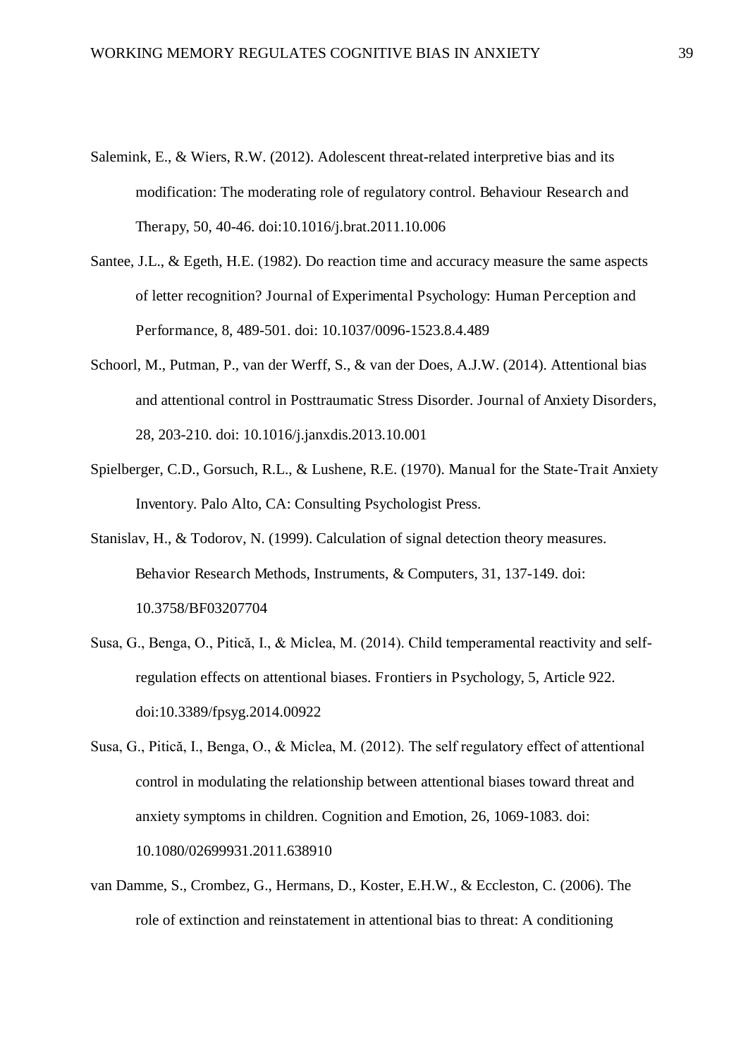Salemink, E., & Wiers, R.W. (2012). Adolescent threat-related interpretive bias and its modification: The moderating role of regulatory control. Behaviour Research and Therapy, 50, 40-46. doi:10.1016/j.brat.2011.10.006

Santee, J.L., & Egeth, H.E. (1982). Do reaction time and accuracy measure the same aspects of letter recognition? Journal of Experimental Psychology: Human Perception and Performance, 8, 489-501. doi: 10.1037/0096-1523.8.4.489

Schoorl, M., Putman, P., van der Werff, S., & van der Does, A.J.W. (2014). Attentional bias and attentional control in Posttraumatic Stress Disorder. Journal of Anxiety Disorders, 28, 203-210. doi: 10.1016/j.janxdis.2013.10.001

Spielberger, C.D., Gorsuch, R.L., & Lushene, R.E. (1970). Manual for the State-Trait Anxiety Inventory. Palo Alto, CA: Consulting Psychologist Press.

Stanislav, H., & Todorov, N. (1999). Calculation of signal detection theory measures. Behavior Research Methods, Instruments, & Computers, 31, 137-149. doi: 10.3758/BF03207704

Susa, G., Benga, O., Pitică, I., & Miclea, M. (2014). Child temperamental reactivity and self-regulation effects on attentional biases. Frontiers in Psychology, 5, Article 922. doi:10.3389/fpsyg.2014.00922

Susa, G., Pitică, I., Benga, O., & Miclea, M. (2012). The self regulatory effect of attentional control in modulating the relationship between attentional biases toward threat and anxiety symptoms in children. Cognition and Emotion, 26, 1069-1083. doi: 10.1080/02699931.2011.638910

van Damme, S., Crombez, G., Hermans, D., Koster, E.H.W., & Eccleston, C. (2006). The role of extinction and reinstatement in attentional bias to threat: A conditioning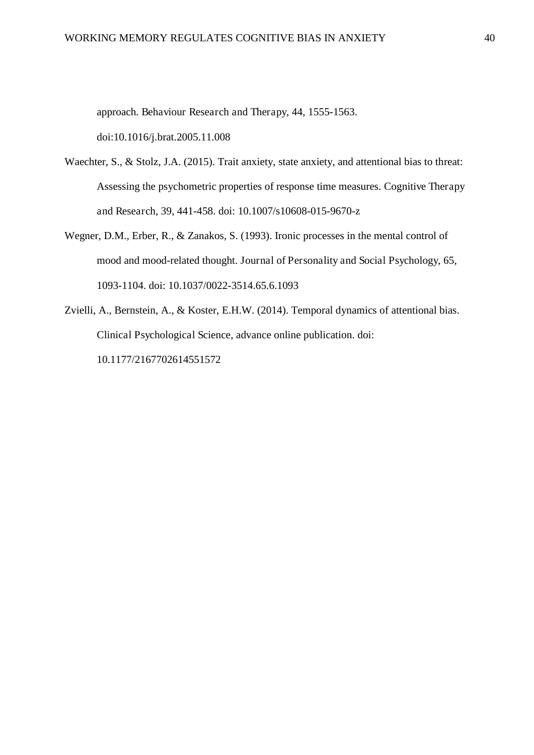approach. Behaviour Research and Therapy, 44, 1555-1563. doi:10.1016/j.brat.2005.11.008

Waechter, S., & Stolz, J.A. (2015). Trait anxiety, state anxiety, and attentional bias to threat: Assessing the psychometric properties of response time measures. Cognitive Therapy and Research, 39, 441-458. doi: 10.1007/s10608-015-9670-z

Wegner, D.M., Erber, R., & Zanakos, S. (1993). Ironic processes in the mental control of mood and mood-related thought. Journal of Personality and Social Psychology, 65, 1093-1104. doi: 10.1037/0022-3514.65.6.1093

Zvielli, A., Bernstein, A., & Koster, E.H.W. (2014). Temporal dynamics of attentional bias. Clinical Psychological Science, advance online publication. doi: 10.1177/2167702614551572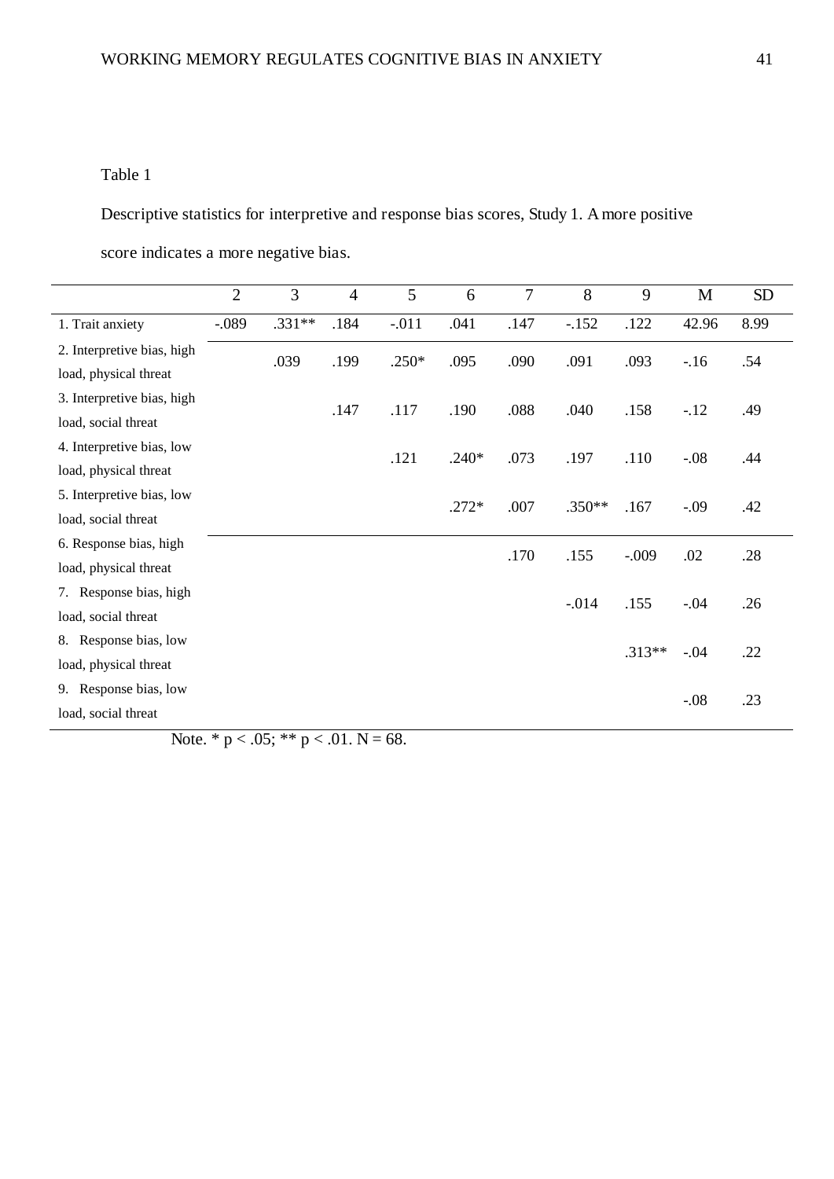Table 1

Descriptive statistics for interpretive and response bias scores, Study 1. A more positive score indicates a more negative bias.

| | 2 | 3 | 4 | 5 | 6 | 7 | 8 | 9 | M | SD |
|---|---|---|---|---|---|---|---|---|---|---|
| 1. Trait anxiety | -.089 | .331** | .184 | -.011 | .041 | .147 | -.152 | .122 | 42.96 | 8.99 |
| 2. Interpretive bias, high load, physical threat | | .039 | .199 | .250* | .095 | .090 | .091 | .093 | -.16 | .54 |
| 3. Interpretive bias, high load, social threat | | | .147 | .117 | .190 | .088 | .040 | .158 | -.12 | .49 |
| 4. Interpretive bias, low load, physical threat | | | | .121 | .240* | .073 | .197 | .110 | -.08 | .44 |
| 5. Interpretive bias, low load, social threat | | | | | .272* | .007 | .350** | .167 | -.09 | .42 |
| 6. Response bias, high load, physical threat | | | | | | .170 | .155 | -.009 | .02 | .28 |
| 7. Response bias, high load, social threat | | | | | | | -.014 | .155 | -.04 | .26 |
| 8. Response bias, low load, physical threat | | | | | | | | .313** | -.04 | .22 |
| 9. Response bias, low load, social threat | | | | | | | | | -.08 | .23 |

Note. * $p < .05$; ** $p < .01$. $N = 68$.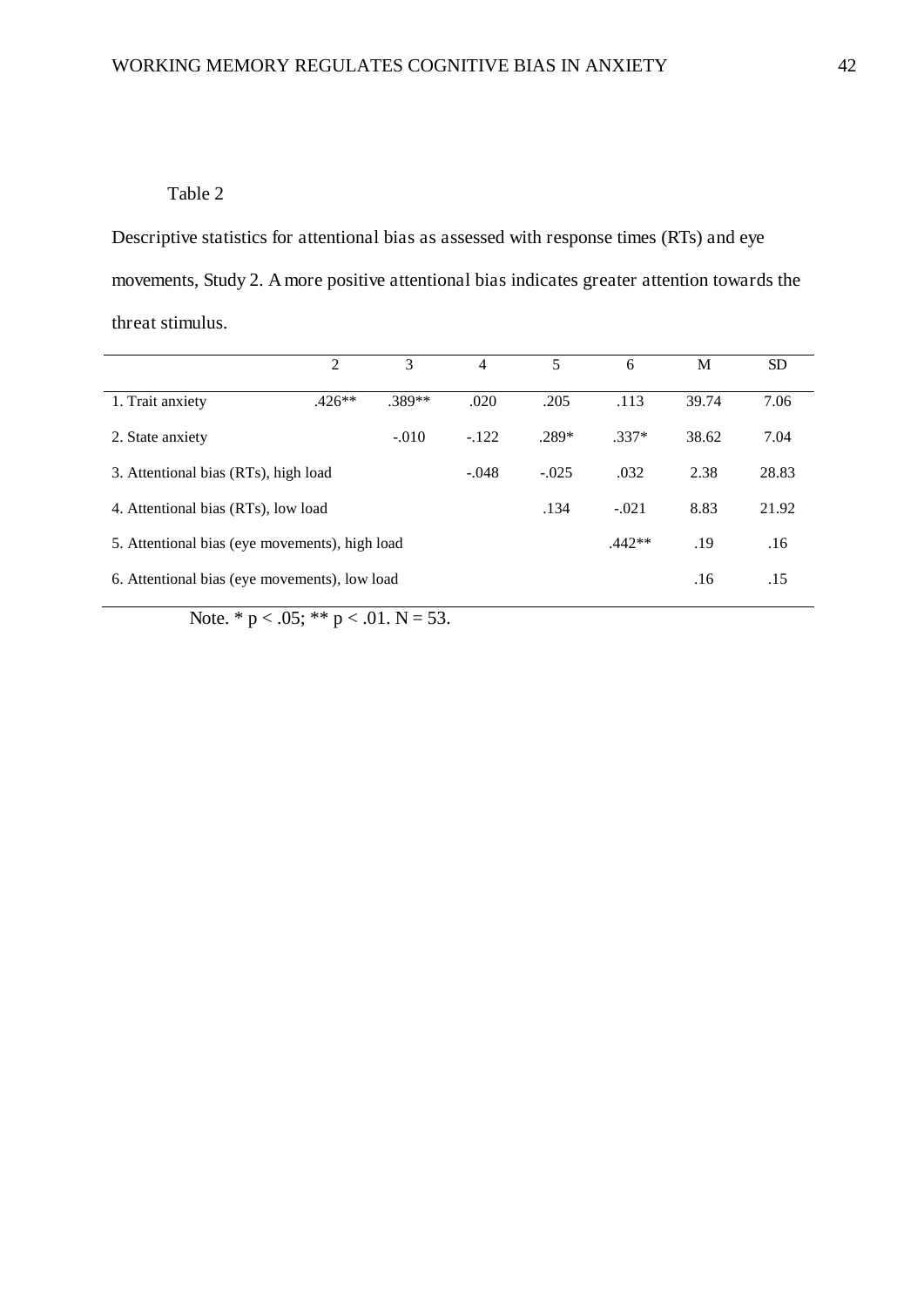Table 2

Descriptive statistics for attentional bias as assessed with response times (RTs) and eye movements, Study 2. A more positive attentional bias indicates greater attention towards the threat stimulus.

| | 2 | 3 | 4 | 5 | 6 | M | SD |
|---|---|---|---|---|---|---|---|
| 1. Trait anxiety | .426** | .389** | .020 | .205 | .113 | 39.74 | 7.06 |
| 2. State anxiety | | -.010 | -.122 | .289* | .337* | 38.62 | 7.04 |
| 3. Attentional bias (RTs), high load | | | -.048 | -.025 | .032 | 2.38 | 28.83 |
| 4. Attentional bias (RTs), low load | | | | .134 | -.021 | 8.83 | 21.92 |
| 5. Attentional bias (eye movements), high load | | | | | .442** | .19 | .16 |
| 6. Attentional bias (eye movements), low load | | | | | | .16 | .15 |

Note. * $p < .05$; ** $p < .01$. $N = 53$.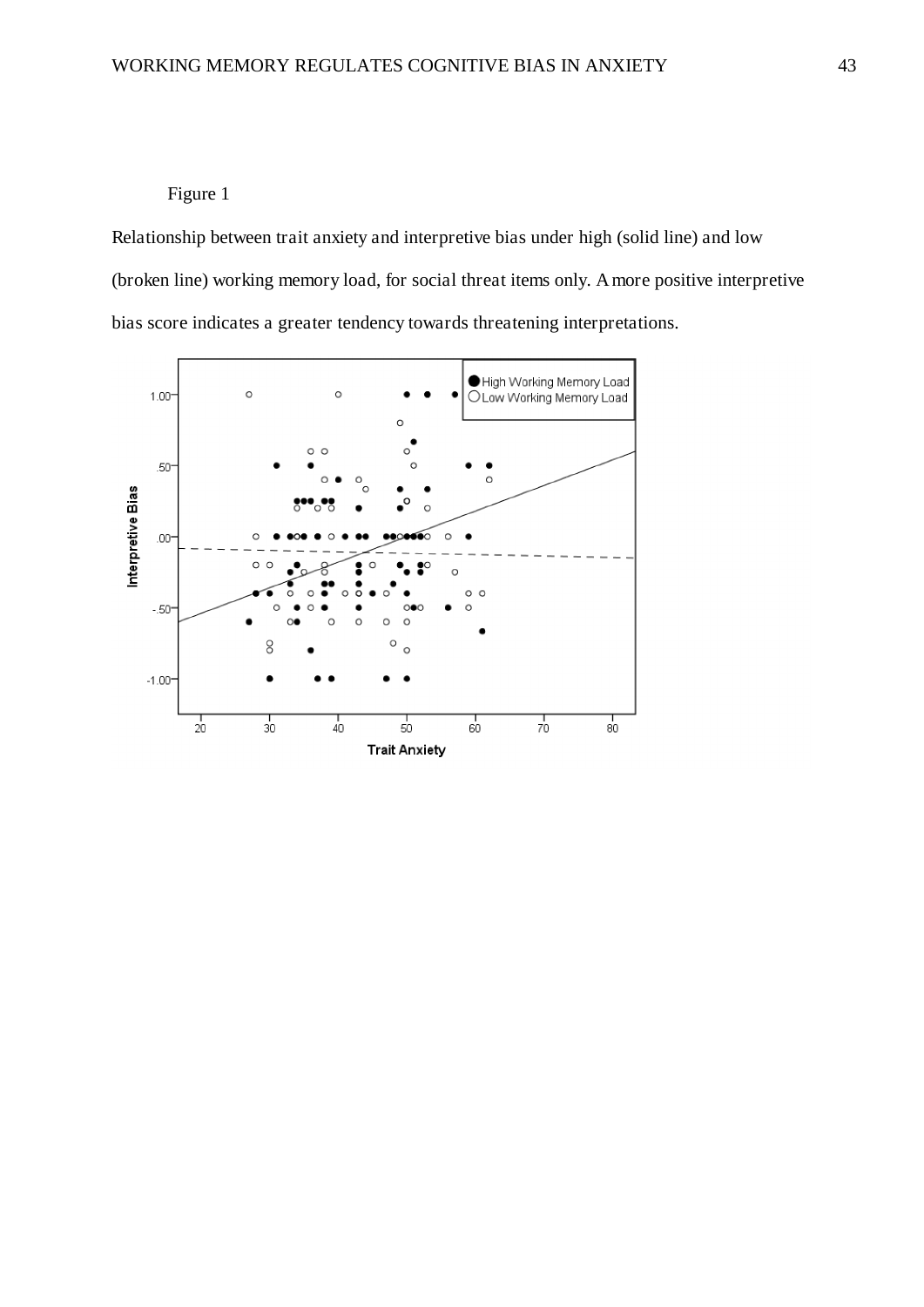Figure 1

Relationship between trait anxiety and interpretive bias under high (solid line) and low (broken line) working memory load, for social threat items only. A more positive interpretive bias score indicates a greater tendency towards threatening interpretations.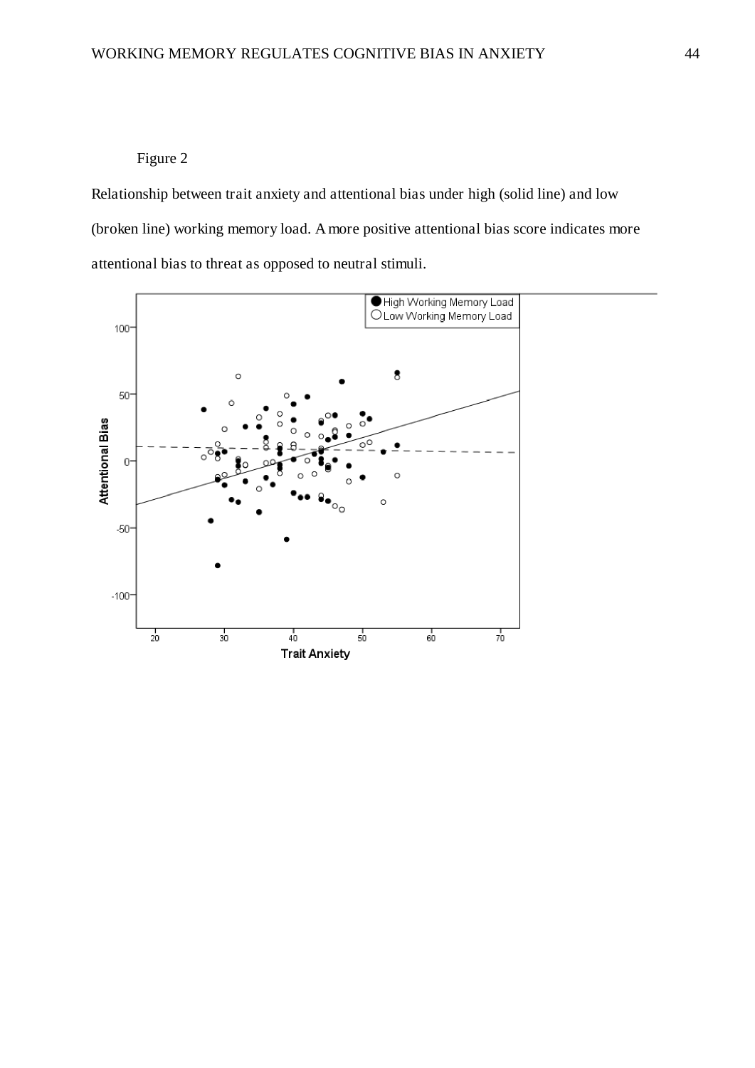Figure 2

Relationship between trait anxiety and attentional bias under high (solid line) and low (broken line) working memory load. A more positive attentional bias score indicates more attentional bias to threat as opposed to neutral stimuli.

High Working Memory Load
Low Working Memory Load

Attentional Bias

100
50
0
-50
-100

20
30
40
50
60
70

Trait Anxiety